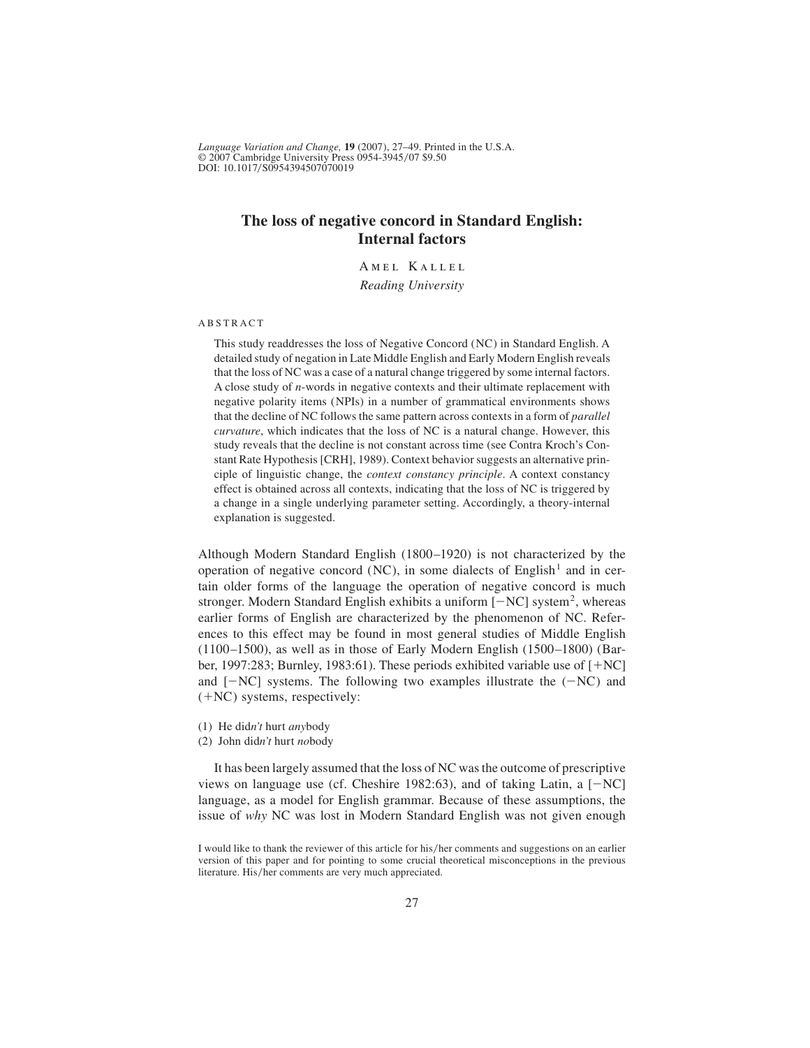*Language Variation and Change,* **19** (2007), 27–49. Printed in the U.S.A.
© 2007 Cambridge University Press 0954-3945/07 $9.50
DOI: 10.1017/S0954394507070019

# The loss of negative concord in Standard English: Internal factors

AMEL KALLEL
*Reading University*

## ABSTRACT

This study readdresses the loss of Negative Concord (NC) in Standard English. A detailed study of negation in Late Middle English and Early Modern English reveals that the loss of NC was a case of a natural change triggered by some internal factors. A close study of *n*-words in negative contexts and their ultimate replacement with negative polarity items (NPIs) in a number of grammatical environments shows that the decline of NC follows the same pattern across contexts in a form of *parallel curvature*, which indicates that the loss of NC is a natural change. However, this study reveals that the decline is not constant across time (see Contra Kroch's Constant Rate Hypothesis [CRH], 1989). Context behavior suggests an alternative principle of linguistic change, the *context constancy principle*. A context constancy effect is obtained across all contexts, indicating that the loss of NC is triggered by a change in a single underlying parameter setting. Accordingly, a theory-internal explanation is suggested.

Although Modern Standard English (1800–1920) is not characterized by the operation of negative concord (NC), in some dialects of English[1] and in certain older forms of the language the operation of negative concord is much stronger. Modern Standard English exhibits a uniform [−NC] system[2], whereas earlier forms of English are characterized by the phenomenon of NC. References to this effect may be found in most general studies of Middle English (1100–1500), as well as in those of Early Modern English (1500–1800) (Barber, 1997:283; Burnley, 1983:61). These periods exhibited variable use of [+NC] and [−NC] systems. The following two examples illustrate the (−NC) and (+NC) systems, respectively:

(1) He did*n't* hurt *any*body
(2) John did*n't* hurt *no*body

It has been largely assumed that the loss of NC was the outcome of prescriptive views on language use (cf. Cheshire 1982:63), and of taking Latin, a [−NC] language, as a model for English grammar. Because of these assumptions, the issue of *why* NC was lost in Modern Standard English was not given enough

I would like to thank the reviewer of this article for his/her comments and suggestions on an earlier version of this paper and for pointing to some crucial theoretical misconceptions in the previous literature. His/her comments are very much appreciated.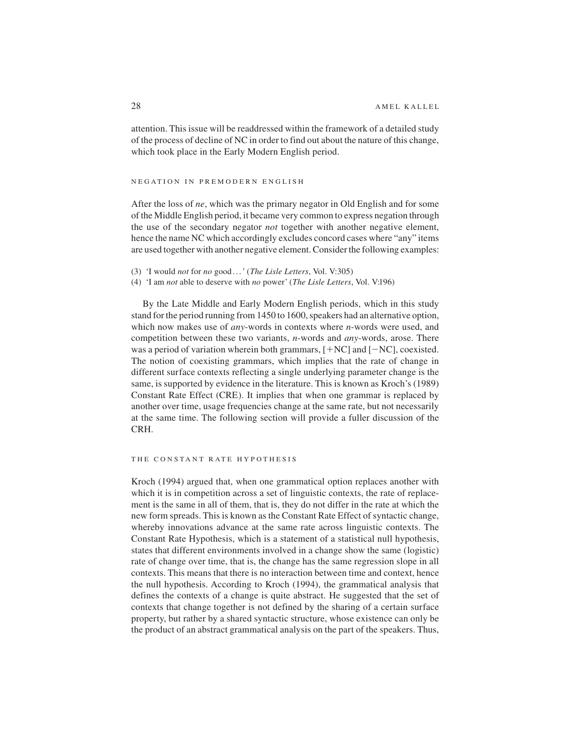attention. This issue will be readdressed within the framework of a detailed study of the process of decline of NC in order to find out about the nature of this change, which took place in the Early Modern English period.

## NEGATION IN PREMODERN ENGLISH

After the loss of *ne*, which was the primary negator in Old English and for some of the Middle English period, it became very common to express negation through the use of the secondary negator *not* together with another negative element, hence the name NC which accordingly excludes concord cases where "any" items are used together with another negative element. Consider the following examples:

(3) 'I would *not* for *no* good...' (*The Lisle Letters*, Vol. V:305)
(4) 'I am *not* able to deserve with *no* power' (*The Lisle Letters*, Vol. V:196)

By the Late Middle and Early Modern English periods, which in this study stand for the period running from 1450 to 1600, speakers had an alternative option, which now makes use of *any*-words in contexts where *n*-words were used, and competition between these two variants, *n*-words and *any*-words, arose. There was a period of variation wherein both grammars, [+NC] and [−NC], coexisted. The notion of coexisting grammars, which implies that the rate of change in different surface contexts reflecting a single underlying parameter change is the same, is supported by evidence in the literature. This is known as Kroch's (1989) Constant Rate Effect (CRE). It implies that when one grammar is replaced by another over time, usage frequencies change at the same rate, but not necessarily at the same time. The following section will provide a fuller discussion of the CRH.

## THE CONSTANT RATE HYPOTHESIS

Kroch (1994) argued that, when one grammatical option replaces another with which it is in competition across a set of linguistic contexts, the rate of replacement is the same in all of them, that is, they do not differ in the rate at which the new form spreads. This is known as the Constant Rate Effect of syntactic change, whereby innovations advance at the same rate across linguistic contexts. The Constant Rate Hypothesis, which is a statement of a statistical null hypothesis, states that different environments involved in a change show the same (logistic) rate of change over time, that is, the change has the same regression slope in all contexts. This means that there is no interaction between time and context, hence the null hypothesis. According to Kroch (1994), the grammatical analysis that defines the contexts of a change is quite abstract. He suggested that the set of contexts that change together is not defined by the sharing of a certain surface property, but rather by a shared syntactic structure, whose existence can only be the product of an abstract grammatical analysis on the part of the speakers. Thus,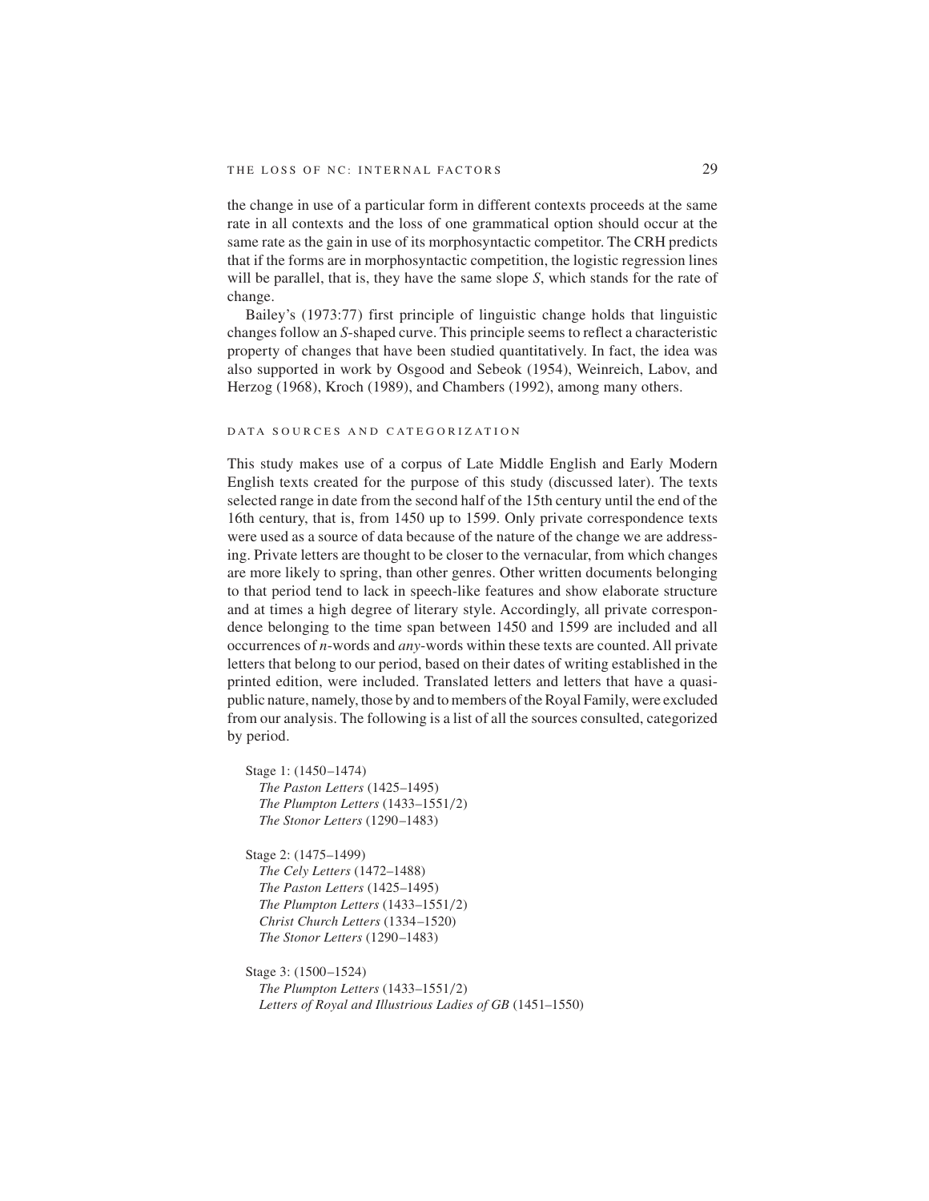the change in use of a particular form in different contexts proceeds at the same rate in all contexts and the loss of one grammatical option should occur at the same rate as the gain in use of its morphosyntactic competitor. The CRH predicts that if the forms are in morphosyntactic competition, the logistic regression lines will be parallel, that is, they have the same slope *S*, which stands for the rate of change.

Bailey's (1973:77) first principle of linguistic change holds that linguistic changes follow an *S*-shaped curve. This principle seems to reflect a characteristic property of changes that have been studied quantitatively. In fact, the idea was also supported in work by Osgood and Sebeok (1954), Weinreich, Labov, and Herzog (1968), Kroch (1989), and Chambers (1992), among many others.

## DATA SOURCES AND CATEGORIZATION

This study makes use of a corpus of Late Middle English and Early Modern English texts created for the purpose of this study (discussed later). The texts selected range in date from the second half of the 15th century until the end of the 16th century, that is, from 1450 up to 1599. Only private correspondence texts were used as a source of data because of the nature of the change we are addressing. Private letters are thought to be closer to the vernacular, from which changes are more likely to spring, than other genres. Other written documents belonging to that period tend to lack in speech-like features and show elaborate structure and at times a high degree of literary style. Accordingly, all private correspondence belonging to the time span between 1450 and 1599 are included and all occurrences of *n*-words and *any*-words within these texts are counted. All private letters that belong to our period, based on their dates of writing established in the printed edition, were included. Translated letters and letters that have a quasi-public nature, namely, those by and to members of the Royal Family, were excluded from our analysis. The following is a list of all the sources consulted, categorized by period.

Stage 1: (1450–1474)
- *The Paston Letters* (1425–1495)
- *The Plumpton Letters* (1433–1551/2)
- *The Stonor Letters* (1290–1483)

Stage 2: (1475–1499)
- *The Cely Letters* (1472–1488)
- *The Paston Letters* (1425–1495)
- *The Plumpton Letters* (1433–1551/2)
- *Christ Church Letters* (1334–1520)
- *The Stonor Letters* (1290–1483)

Stage 3: (1500–1524)
- *The Plumpton Letters* (1433–1551/2)
- *Letters of Royal and Illustrious Ladies of GB* (1451–1550)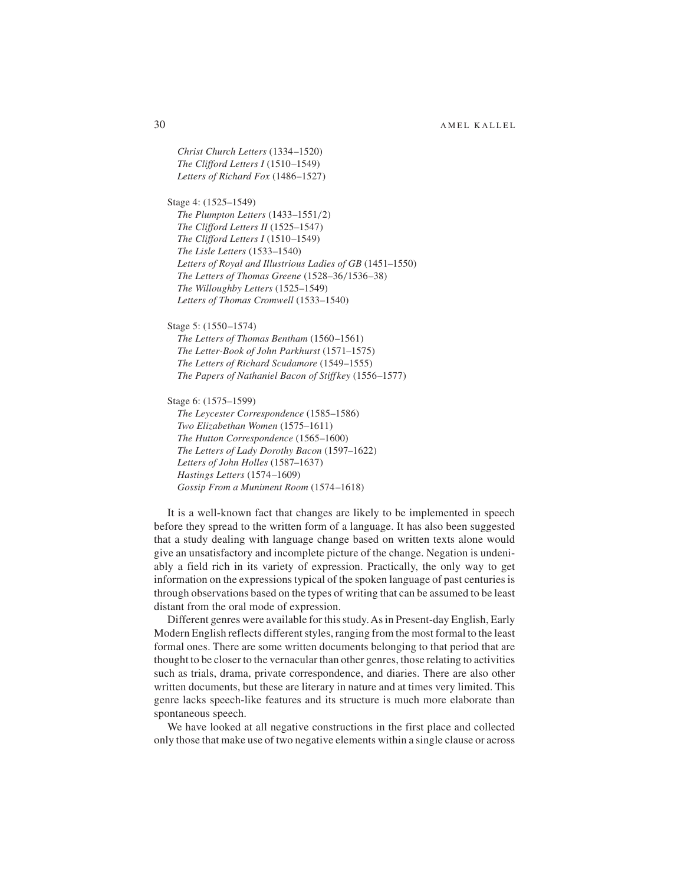*Christ Church Letters* (1334–1520)
*The Clifford Letters I* (1510–1549)
*Letters of Richard Fox* (1486–1527)

Stage 4: (1525–1549)
*The Plumpton Letters* (1433–1551/2)
*The Clifford Letters II* (1525–1547)
*The Clifford Letters I* (1510–1549)
*The Lisle Letters* (1533–1540)
*Letters of Royal and Illustrious Ladies of GB* (1451–1550)
*The Letters of Thomas Greene* (1528–36/1536–38)
*The Willoughby Letters* (1525–1549)
*Letters of Thomas Cromwell* (1533–1540)

Stage 5: (1550–1574)
*The Letters of Thomas Bentham* (1560–1561)
*The Letter-Book of John Parkhurst* (1571–1575)
*The Letters of Richard Scudamore* (1549–1555)
*The Papers of Nathaniel Bacon of Stiffkey* (1556–1577)

Stage 6: (1575–1599)
*The Leycester Correspondence* (1585–1586)
*Two Elizabethan Women* (1575–1611)
*The Hutton Correspondence* (1565–1600)
*The Letters of Lady Dorothy Bacon* (1597–1622)
*Letters of John Holles* (1587–1637)
*Hastings Letters* (1574–1609)
*Gossip From a Muniment Room* (1574–1618)

It is a well-known fact that changes are likely to be implemented in speech before they spread to the written form of a language. It has also been suggested that a study dealing with language change based on written texts alone would give an unsatisfactory and incomplete picture of the change. Negation is undeniably a field rich in its variety of expression. Practically, the only way to get information on the expressions typical of the spoken language of past centuries is through observations based on the types of writing that can be assumed to be least distant from the oral mode of expression.

Different genres were available for this study. As in Present-day English, Early Modern English reflects different styles, ranging from the most formal to the least formal ones. There are some written documents belonging to that period that are thought to be closer to the vernacular than other genres, those relating to activities such as trials, drama, private correspondence, and diaries. There are also other written documents, but these are literary in nature and at times very limited. This genre lacks speech-like features and its structure is much more elaborate than spontaneous speech.

We have looked at all negative constructions in the first place and collected only those that make use of two negative elements within a single clause or across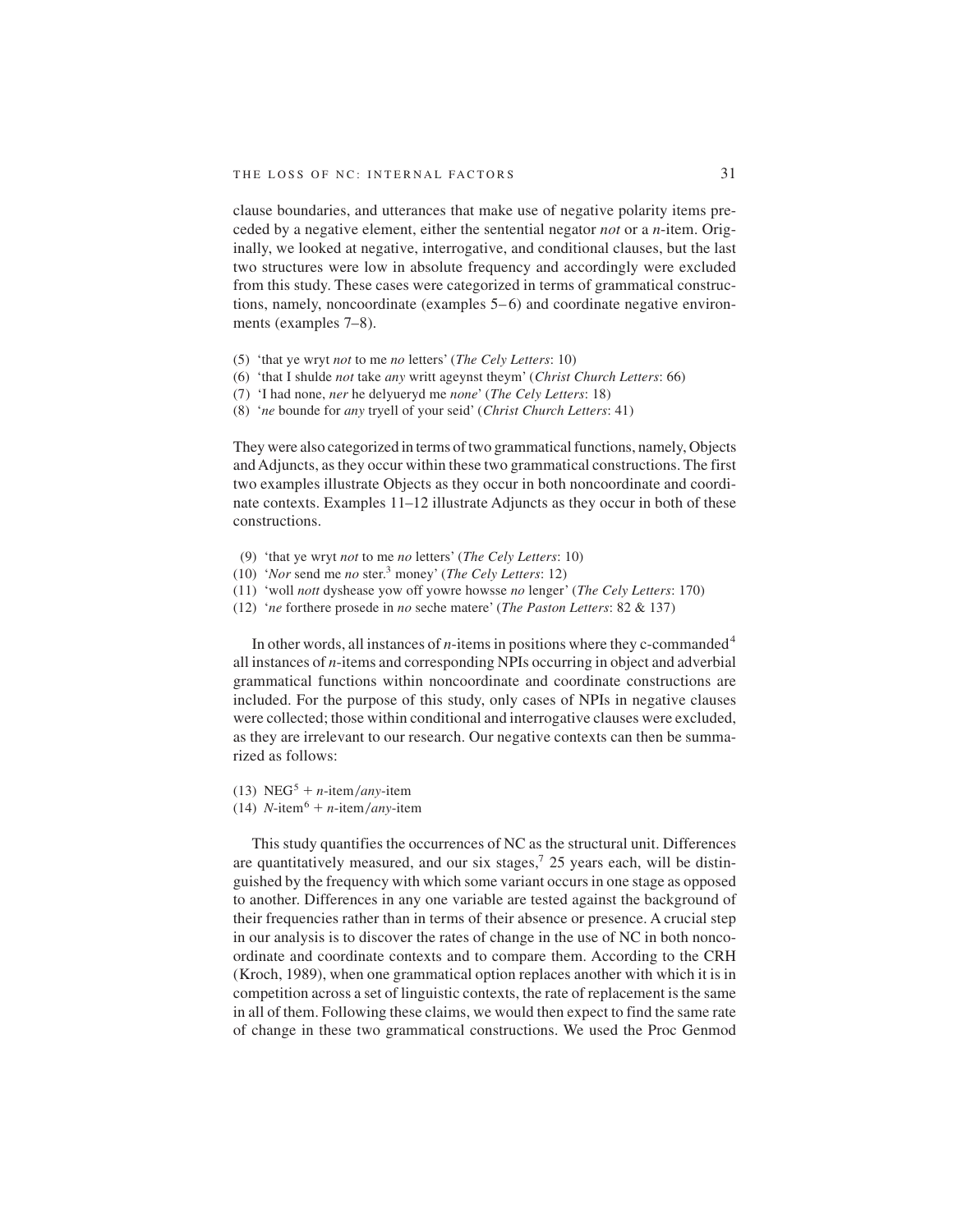clause boundaries, and utterances that make use of negative polarity items preceded by a negative element, either the sentential negator *not* or a *n*-item. Originally, we looked at negative, interrogative, and conditional clauses, but the last two structures were low in absolute frequency and accordingly were excluded from this study. These cases were categorized in terms of grammatical constructions, namely, noncoordinate (examples 5–6) and coordinate negative environments (examples 7–8).

(5) 'that ye wryt *not* to me *no* letters' (*The Cely Letters*: 10)
(6) 'that I shulde *not* take *any* writt ageynst theym' (*Christ Church Letters*: 66)
(7) 'I had none, *ner* he delyueryd me *none*' (*The Cely Letters*: 18)
(8) '*ne* bounde for *any* tryell of your seid' (*Christ Church Letters*: 41)

They were also categorized in terms of two grammatical functions, namely, Objects and Adjuncts, as they occur within these two grammatical constructions. The first two examples illustrate Objects as they occur in both noncoordinate and coordinate contexts. Examples 11–12 illustrate Adjuncts as they occur in both of these constructions.

(9) 'that ye wryt *not* to me *no* letters' (*The Cely Letters*: 10)
(10) '*Nor* send me *no* ster.[3] money' (*The Cely Letters*: 12)
(11) 'woll *nott* dyshease yow off yowre howsse *no* lenger' (*The Cely Letters*: 170)
(12) '*ne* forthere prosede in *no* seche matere' (*The Paston Letters*: 82 & 137)

In other words, all instances of *n*-items in positions where they c-commanded[4] all instances of *n*-items and corresponding NPIs occurring in object and adverbial grammatical functions within noncoordinate and coordinate constructions are included. For the purpose of this study, only cases of NPIs in negative clauses were collected; those within conditional and interrogative clauses were excluded, as they are irrelevant to our research. Our negative contexts can then be summarized as follows:

(13) NEG[5] + *n*-item/*any*-item
(14) *N*-item[6] + *n*-item/*any*-item

This study quantifies the occurrences of NC as the structural unit. Differences are quantitatively measured, and our six stages,[7] 25 years each, will be distinguished by the frequency with which some variant occurs in one stage as opposed to another. Differences in any one variable are tested against the background of their frequencies rather than in terms of their absence or presence. A crucial step in our analysis is to discover the rates of change in the use of NC in both noncoordinate and coordinate contexts and to compare them. According to the CRH (Kroch, 1989), when one grammatical option replaces another with which it is in competition across a set of linguistic contexts, the rate of replacement is the same in all of them. Following these claims, we would then expect to find the same rate of change in these two grammatical constructions. We used the Proc Genmod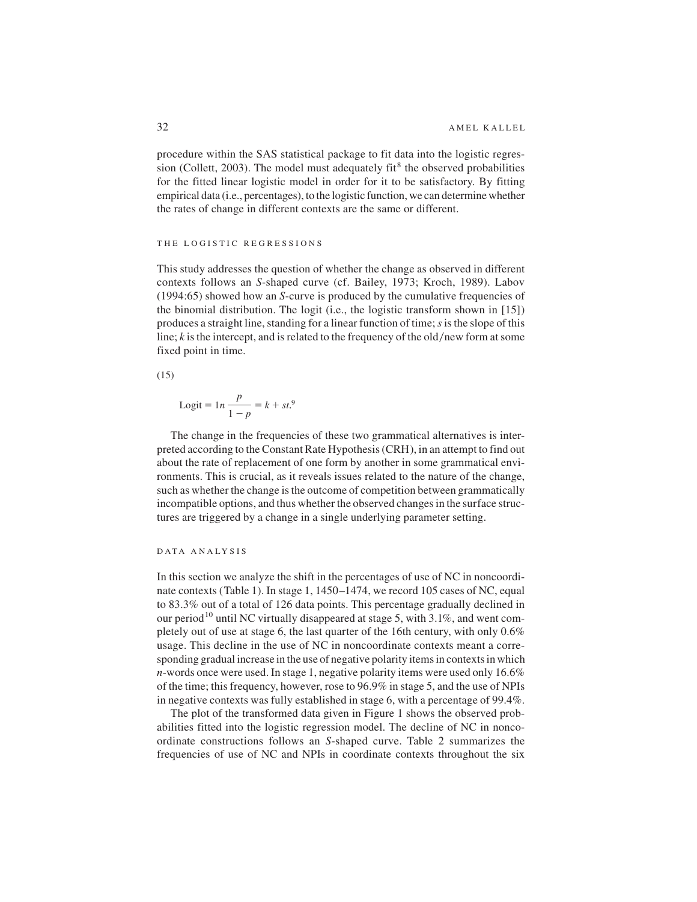procedure within the SAS statistical package to fit data into the logistic regression (Collett, 2003). The model must adequately fit[8] the observed probabilities for the fitted linear logistic model in order for it to be satisfactory. By fitting empirical data (i.e., percentages), to the logistic function, we can determine whether the rates of change in different contexts are the same or different.

### THE LOGISTIC REGRESSIONS

This study addresses the question of whether the change as observed in different contexts follows an *S*-shaped curve (cf. Bailey, 1973; Kroch, 1989). Labov (1994:65) showed how an *S*-curve is produced by the cumulative frequencies of the binomial distribution. The logit (i.e., the logistic transform shown in [15]) produces a straight line, standing for a linear function of time; *s* is the slope of this line; *k* is the intercept, and is related to the frequency of the old/new form at some fixed point in time.

(15)

$$\text{Logit} = 1n\,\frac{p}{1-p} = k + st.$$ [9]

The change in the frequencies of these two grammatical alternatives is interpreted according to the Constant Rate Hypothesis (CRH), in an attempt to find out about the rate of replacement of one form by another in some grammatical environments. This is crucial, as it reveals issues related to the nature of the change, such as whether the change is the outcome of competition between grammatically incompatible options, and thus whether the observed changes in the surface structures are triggered by a change in a single underlying parameter setting.

### DATA ANALYSIS

In this section we analyze the shift in the percentages of use of NC in noncoordinate contexts (Table 1). In stage 1, 1450–1474, we record 105 cases of NC, equal to 83.3% out of a total of 126 data points. This percentage gradually declined in our period[10] until NC virtually disappeared at stage 5, with 3.1%, and went completely out of use at stage 6, the last quarter of the 16th century, with only 0.6% usage. This decline in the use of NC in noncoordinate contexts meant a corresponding gradual increase in the use of negative polarity items in contexts in which *n*-words once were used. In stage 1, negative polarity items were used only 16.6% of the time; this frequency, however, rose to 96.9% in stage 5, and the use of NPIs in negative contexts was fully established in stage 6, with a percentage of 99.4%.

The plot of the transformed data given in Figure 1 shows the observed probabilities fitted into the logistic regression model. The decline of NC in noncoordinate constructions follows an *S*-shaped curve. Table 2 summarizes the frequencies of use of NC and NPIs in coordinate contexts throughout the six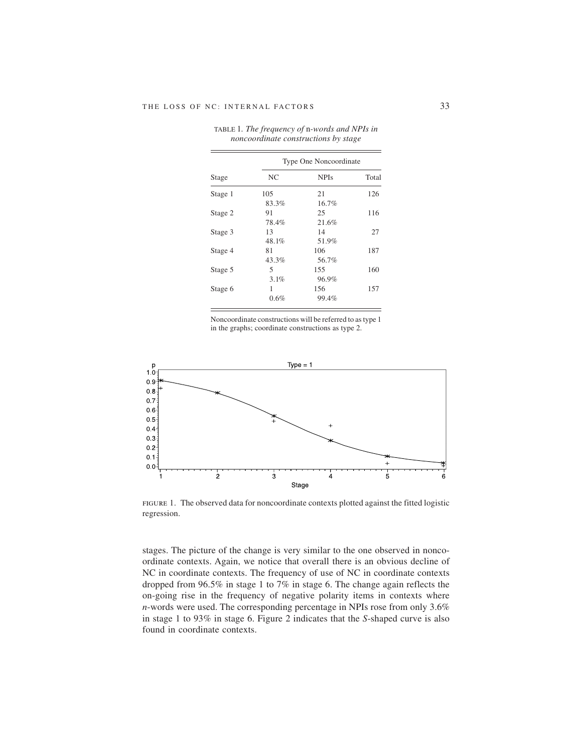TABLE 1. *The frequency of* n-*words and NPIs in noncoordinate constructions by stage*

| Stage | Type One Noncoordinate | | |
|---|---|---|---|
| | NC | NPIs | Total |
| Stage 1 | 105<br>83.3% | 21<br>16.7% | 126 |
| Stage 2 | 91<br>78.4% | 25<br>21.6% | 116 |
| Stage 3 | 13<br>48.1% | 14<br>51.9% | 27 |
| Stage 4 | 81<br>43.3% | 106<br>56.7% | 187 |
| Stage 5 | 5<br>3.1% | 155<br>96.9% | 160 |
| Stage 6 | 1<br>0.6% | 156<br>99.4% | 157 |

Noncoordinate constructions will be referred to as type 1 in the graphs; coordinate constructions as type 2.

FIGURE 1. The observed data for noncoordinate contexts plotted against the fitted logistic regression.

stages. The picture of the change is very similar to the one observed in noncoordinate contexts. Again, we notice that overall there is an obvious decline of NC in coordinate contexts. The frequency of use of NC in coordinate contexts dropped from 96.5% in stage 1 to 7% in stage 6. The change again reflects the on-going rise in the frequency of negative polarity items in contexts where *n*-words were used. The corresponding percentage in NPIs rose from only 3.6% in stage 1 to 93% in stage 6. Figure 2 indicates that the *S*-shaped curve is also found in coordinate contexts.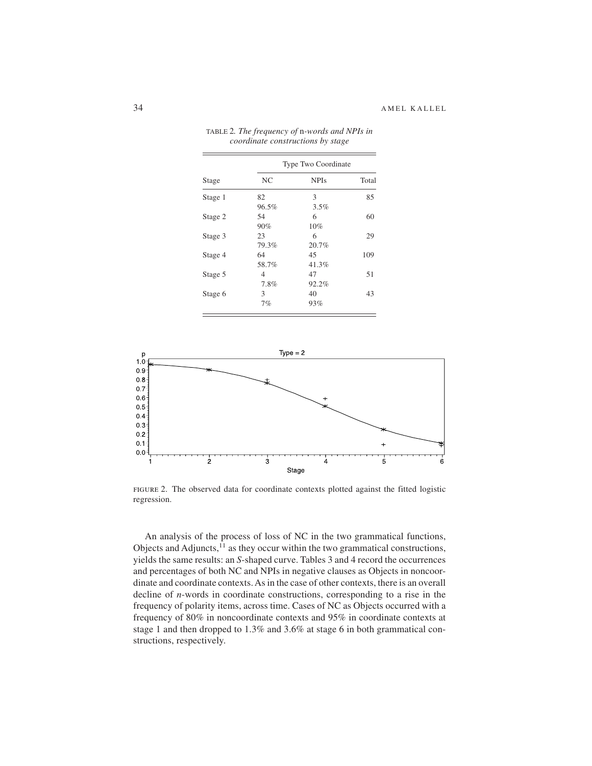TABLE 2. *The frequency of* n-*words and NPIs in coordinate constructions by stage*

| Stage | Type Two Coordinate | | |
|---|---|---|---|
| | NC | NPIs | Total |
| Stage 1 | 82<br>96.5% | 3<br>3.5% | 85 |
| Stage 2 | 54<br>90% | 6<br>10% | 60 |
| Stage 3 | 23<br>79.3% | 6<br>20.7% | 29 |
| Stage 4 | 64<br>58.7% | 45<br>41.3% | 109 |
| Stage 5 | 4<br>7.8% | 47<br>92.2% | 51 |
| Stage 6 | 3<br>7% | 40<br>93% | 43 |

FIGURE 2. The observed data for coordinate contexts plotted against the fitted logistic regression.

An analysis of the process of loss of NC in the two grammatical functions, Objects and Adjuncts,[11] as they occur within the two grammatical constructions, yields the same results: an *S*-shaped curve. Tables 3 and 4 record the occurrences and percentages of both NC and NPIs in negative clauses as Objects in noncoordinate and coordinate contexts. As in the case of other contexts, there is an overall decline of *n*-words in coordinate constructions, corresponding to a rise in the frequency of polarity items, across time. Cases of NC as Objects occurred with a frequency of 80% in noncoordinate contexts and 95% in coordinate contexts at stage 1 and then dropped to 1.3% and 3.6% at stage 6 in both grammatical constructions, respectively.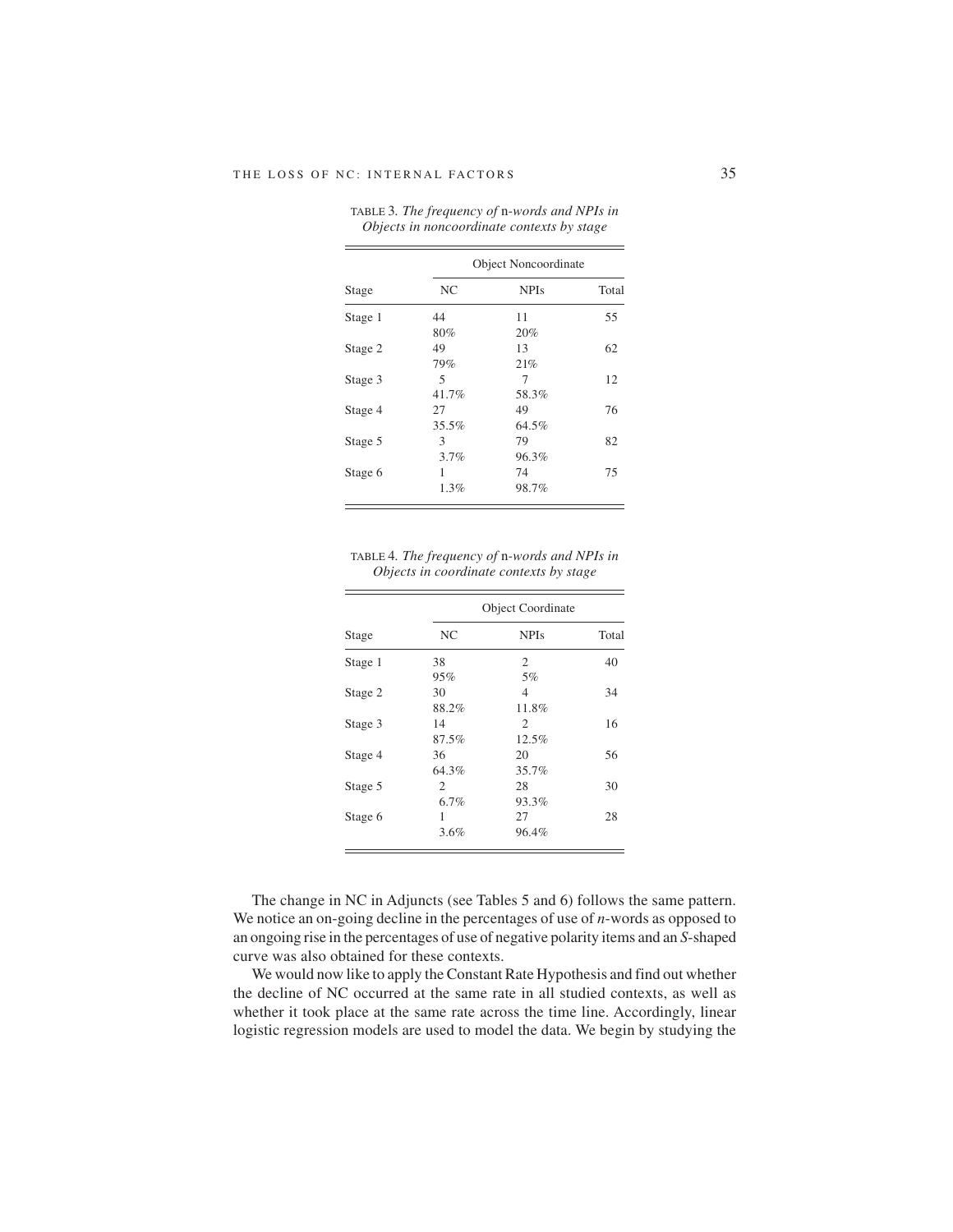TABLE 3. *The frequency of* n-*words and NPIs in Objects in noncoordinate contexts by stage*

| | Object Noncoordinate | | |
|---|---|---|---|
| Stage | NC | NPIs | Total |
| Stage 1 | 44<br>80% | 11<br>20% | 55 |
| Stage 2 | 49<br>79% | 13<br>21% | 62 |
| Stage 3 | 5<br>41.7% | 7<br>58.3% | 12 |
| Stage 4 | 27<br>35.5% | 49<br>64.5% | 76 |
| Stage 5 | 3<br>3.7% | 79<br>96.3% | 82 |
| Stage 6 | 1<br>1.3% | 74<br>98.7% | 75 |

TABLE 4. *The frequency of* n-*words and NPIs in Objects in coordinate contexts by stage*

| | Object Coordinate | | |
|---|---|---|---|
| Stage | NC | NPIs | Total |
| Stage 1 | 38<br>95% | 2<br>5% | 40 |
| Stage 2 | 30<br>88.2% | 4<br>11.8% | 34 |
| Stage 3 | 14<br>87.5% | 2<br>12.5% | 16 |
| Stage 4 | 36<br>64.3% | 20<br>35.7% | 56 |
| Stage 5 | 2<br>6.7% | 28<br>93.3% | 30 |
| Stage 6 | 1<br>3.6% | 27<br>96.4% | 28 |

The change in NC in Adjuncts (see Tables 5 and 6) follows the same pattern. We notice an on-going decline in the percentages of use of *n*-words as opposed to an ongoing rise in the percentages of use of negative polarity items and an *S*-shaped curve was also obtained for these contexts.

We would now like to apply the Constant Rate Hypothesis and find out whether the decline of NC occurred at the same rate in all studied contexts, as well as whether it took place at the same rate across the time line. Accordingly, linear logistic regression models are used to model the data. We begin by studying the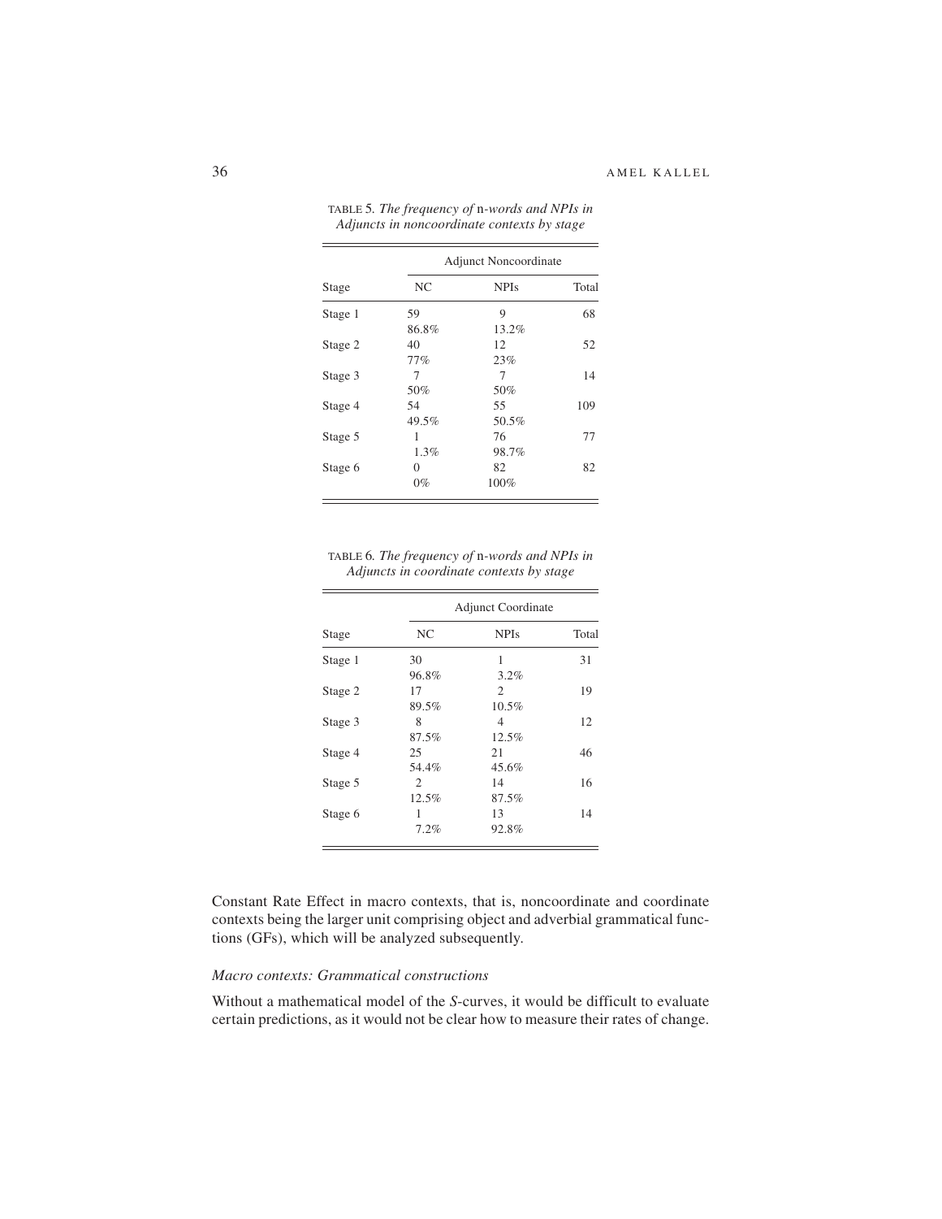TABLE 5. *The frequency of* n-*words and NPIs in Adjuncts in noncoordinate contexts by stage*

| | Adjunct Noncoordinate | | |
|---|---|---|---|
| Stage | NC | NPIs | Total |
| Stage 1 | 59<br>86.8% | 9<br>13.2% | 68 |
| Stage 2 | 40<br>77% | 12<br>23% | 52 |
| Stage 3 | 7<br>50% | 7<br>50% | 14 |
| Stage 4 | 54<br>49.5% | 55<br>50.5% | 109 |
| Stage 5 | 1<br>1.3% | 76<br>98.7% | 77 |
| Stage 6 | 0<br>0% | 82<br>100% | 82 |

TABLE 6. *The frequency of* n-*words and NPIs in Adjuncts in coordinate contexts by stage*

| | Adjunct Coordinate | | |
|---|---|---|---|
| Stage | NC | NPIs | Total |
| Stage 1 | 30<br>96.8% | 1<br>3.2% | 31 |
| Stage 2 | 17<br>89.5% | 2<br>10.5% | 19 |
| Stage 3 | 8<br>87.5% | 4<br>12.5% | 12 |
| Stage 4 | 25<br>54.4% | 21<br>45.6% | 46 |
| Stage 5 | 2<br>12.5% | 14<br>87.5% | 16 |
| Stage 6 | 1<br>7.2% | 13<br>92.8% | 14 |

Constant Rate Effect in macro contexts, that is, noncoordinate and coordinate contexts being the larger unit comprising object and adverbial grammatical functions (GFs), which will be analyzed subsequently.

### *Macro contexts: Grammatical constructions*

Without a mathematical model of the *S*-curves, it would be difficult to evaluate certain predictions, as it would not be clear how to measure their rates of change.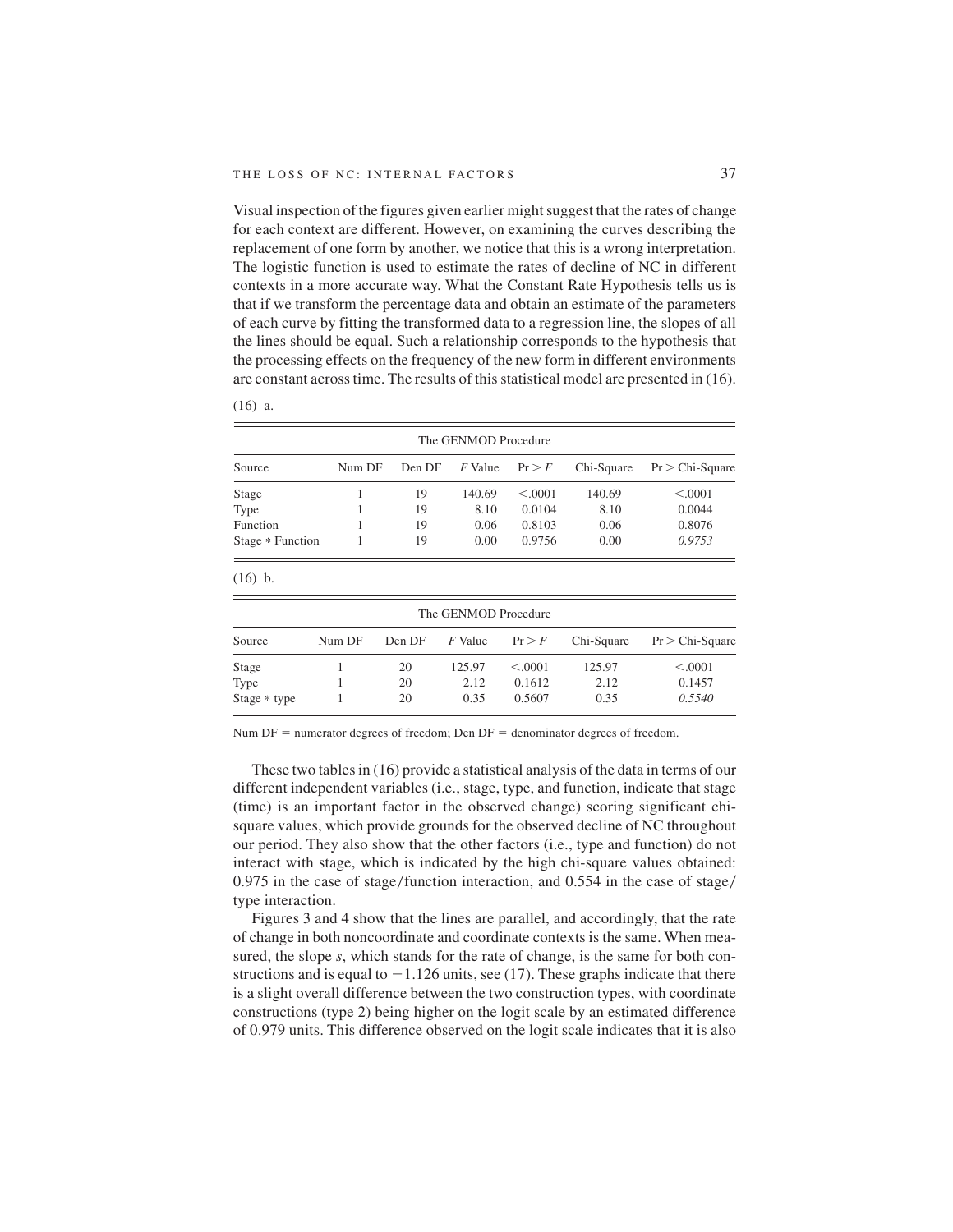Visual inspection of the figures given earlier might suggest that the rates of change for each context are different. However, on examining the curves describing the replacement of one form by another, we notice that this is a wrong interpretation. The logistic function is used to estimate the rates of decline of NC in different contexts in a more accurate way. What the Constant Rate Hypothesis tells us is that if we transform the percentage data and obtain an estimate of the parameters of each curve by fitting the transformed data to a regression line, the slopes of all the lines should be equal. Such a relationship corresponds to the hypothesis that the processing effects on the frequency of the new form in different environments are constant across time. The results of this statistical model are presented in (16).

(16) a.

| The GENMOD Procedure | | | | | | |
|---|---|---|---|---|---|---|
| Source | Num DF | Den DF | *F* Value | Pr > *F* | Chi-Square | Pr > Chi-Square |
| Stage | 1 | 19 | 140.69 | <.0001 | 140.69 | <.0001 |
| Type | 1 | 19 | 8.10 | 0.0104 | 8.10 | 0.0044 |
| Function | 1 | 19 | 0.06 | 0.8103 | 0.06 | 0.8076 |
| Stage * Function | 1 | 19 | 0.00 | 0.9756 | 0.00 | *0.9753* |

(16) b.

| The GENMOD Procedure | | | | | | |
|---|---|---|---|---|---|---|
| Source | Num DF | Den DF | *F* Value | Pr > *F* | Chi-Square | Pr > Chi-Square |
| Stage | 1 | 20 | 125.97 | <.0001 | 125.97 | <.0001 |
| Type | 1 | 20 | 2.12 | 0.1612 | 2.12 | 0.1457 |
| Stage * type | 1 | 20 | 0.35 | 0.5607 | 0.35 | *0.5540* |

Num DF = numerator degrees of freedom; Den DF = denominator degrees of freedom.

These two tables in (16) provide a statistical analysis of the data in terms of our different independent variables (i.e., stage, type, and function, indicate that stage (time) is an important factor in the observed change) scoring significant chi-square values, which provide grounds for the observed decline of NC throughout our period. They also show that the other factors (i.e., type and function) do not interact with stage, which is indicated by the high chi-square values obtained: 0.975 in the case of stage/function interaction, and 0.554 in the case of stage/type interaction.

Figures 3 and 4 show that the lines are parallel, and accordingly, that the rate of change in both noncoordinate and coordinate contexts is the same. When measured, the slope *s*, which stands for the rate of change, is the same for both constructions and is equal to −1.126 units, see (17). These graphs indicate that there is a slight overall difference between the two construction types, with coordinate constructions (type 2) being higher on the logit scale by an estimated difference of 0.979 units. This difference observed on the logit scale indicates that it is also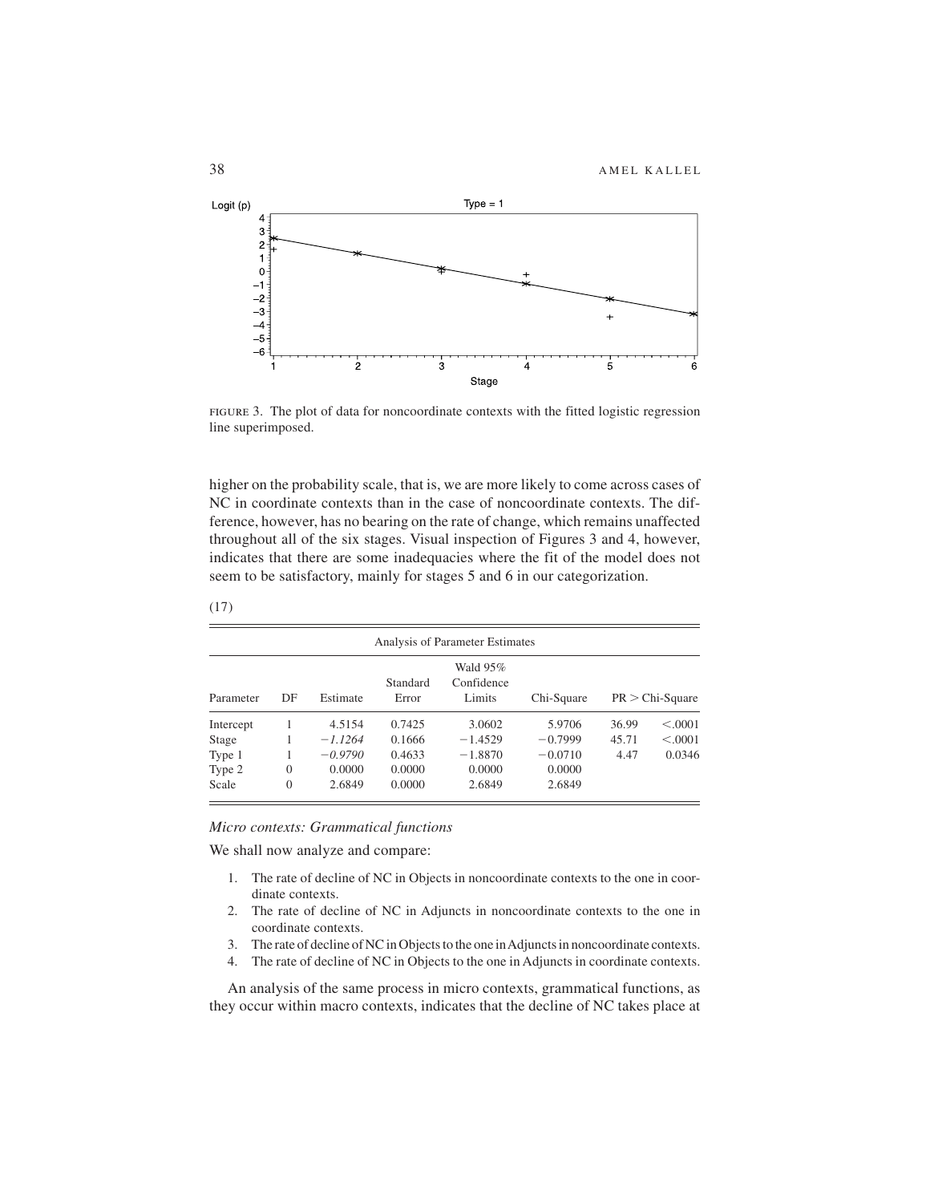FIGURE 3. The plot of data for noncoordinate contexts with the fitted logistic regression line superimposed.

higher on the probability scale, that is, we are more likely to come across cases of NC in coordinate contexts than in the case of noncoordinate contexts. The difference, however, has no bearing on the rate of change, which remains unaffected throughout all of the six stages. Visual inspection of Figures 3 and 4, however, indicates that there are some inadequacies where the fit of the model does not seem to be satisfactory, mainly for stages 5 and 6 in our categorization.

(17)

| Analysis of Parameter Estimates | | | | | | | |
|---|---|---|---|---|---|---|---|
| Parameter | DF | Estimate | Standard Error | Wald 95% Confidence Limits | | Chi-Square | PR > Chi-Square |
| Intercept | 1 | 4.5154 | 0.7425 | 3.0602 | 5.9706 | 36.99 | <.0001 |
| Stage | 1 | *−1.1264* | 0.1666 | −1.4529 | −0.7999 | 45.71 | <.0001 |
| Type 1 | 1 | *−0.9790* | 0.4633 | −1.8870 | −0.0710 | 4.47 | 0.0346 |
| Type 2 | 0 | 0.0000 | 0.0000 | 0.0000 | 0.0000 | | |
| Scale | 0 | 2.6849 | 0.0000 | 2.6849 | 2.6849 | | |

*Micro contexts: Grammatical functions*

We shall now analyze and compare:

1. The rate of decline of NC in Objects in noncoordinate contexts to the one in coordinate contexts.
2. The rate of decline of NC in Adjuncts in noncoordinate contexts to the one in coordinate contexts.
3. The rate of decline of NC in Objects to the one in Adjuncts in noncoordinate contexts.
4. The rate of decline of NC in Objects to the one in Adjuncts in coordinate contexts.

An analysis of the same process in micro contexts, grammatical functions, as they occur within macro contexts, indicates that the decline of NC takes place at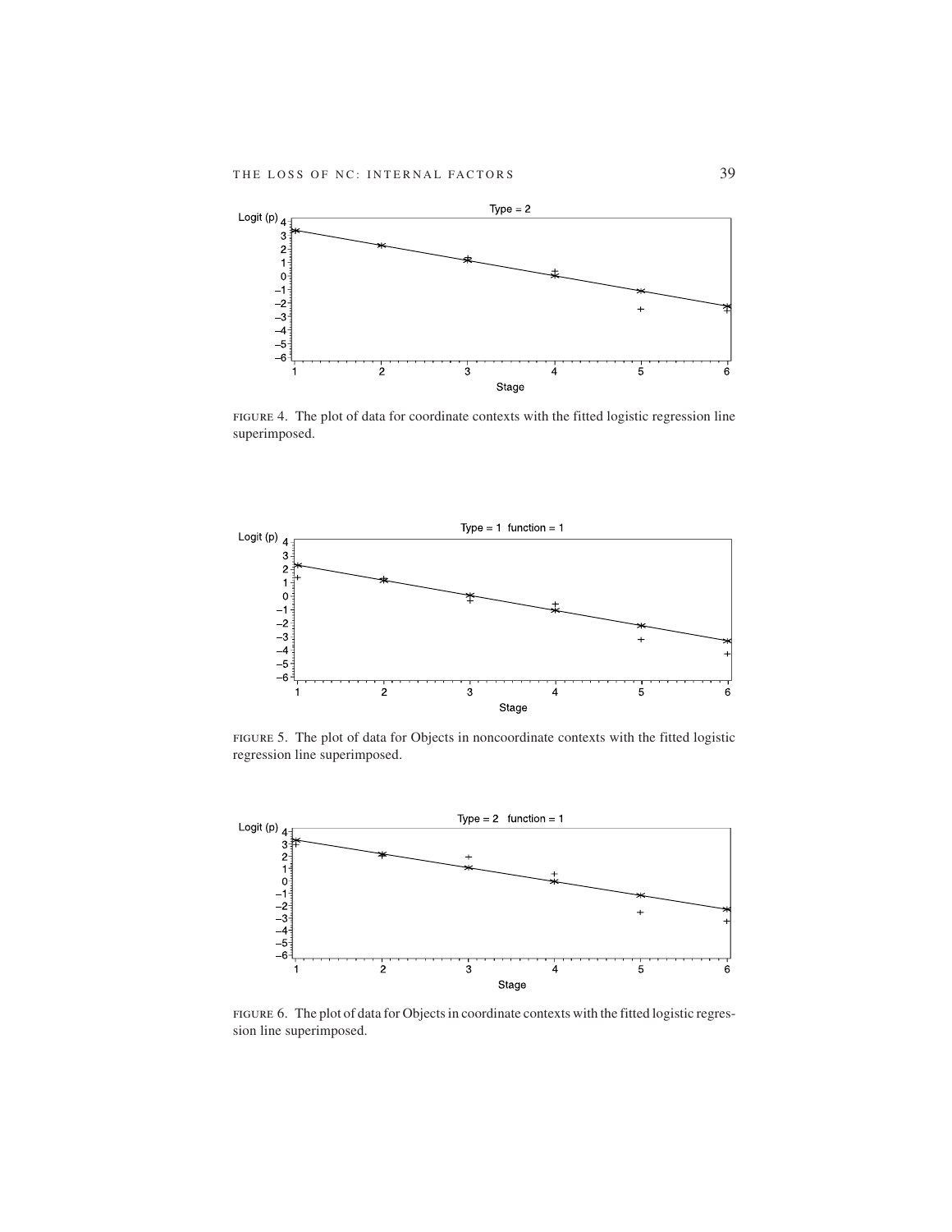FIGURE 4. The plot of data for coordinate contexts with the fitted logistic regression line superimposed.

FIGURE 5. The plot of data for Objects in noncoordinate contexts with the fitted logistic regression line superimposed.

FIGURE 6. The plot of data for Objects in coordinate contexts with the fitted logistic regression line superimposed.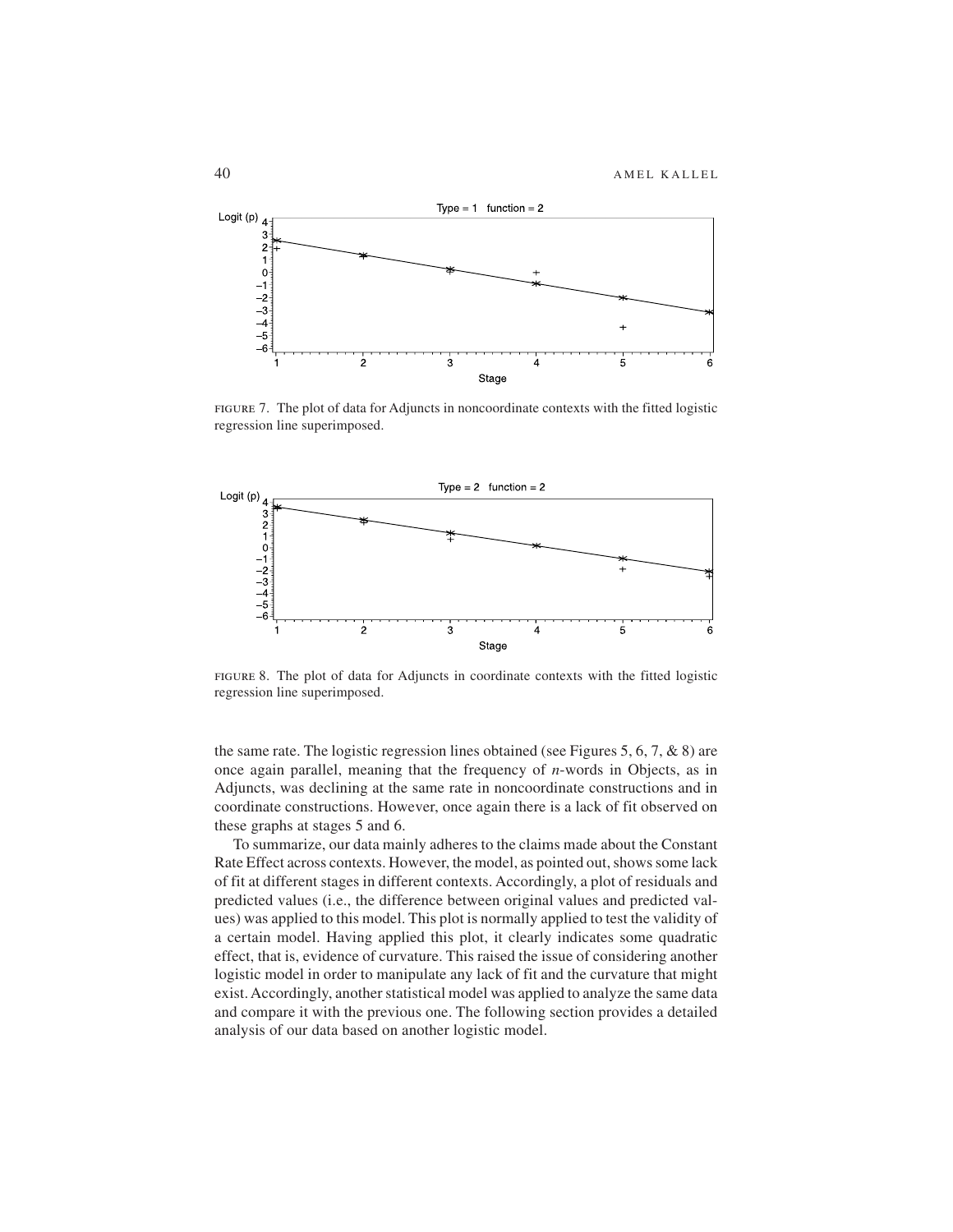FIGURE 7. The plot of data for Adjuncts in noncoordinate contexts with the fitted logistic regression line superimposed.

FIGURE 8. The plot of data for Adjuncts in coordinate contexts with the fitted logistic regression line superimposed.

the same rate. The logistic regression lines obtained (see Figures 5, 6, 7, & 8) are once again parallel, meaning that the frequency of *n*-words in Objects, as in Adjuncts, was declining at the same rate in noncoordinate constructions and in coordinate constructions. However, once again there is a lack of fit observed on these graphs at stages 5 and 6.

To summarize, our data mainly adheres to the claims made about the Constant Rate Effect across contexts. However, the model, as pointed out, shows some lack of fit at different stages in different contexts. Accordingly, a plot of residuals and predicted values (i.e., the difference between original values and predicted values) was applied to this model. This plot is normally applied to test the validity of a certain model. Having applied this plot, it clearly indicates some quadratic effect, that is, evidence of curvature. This raised the issue of considering another logistic model in order to manipulate any lack of fit and the curvature that might exist. Accordingly, another statistical model was applied to analyze the same data and compare it with the previous one. The following section provides a detailed analysis of our data based on another logistic model.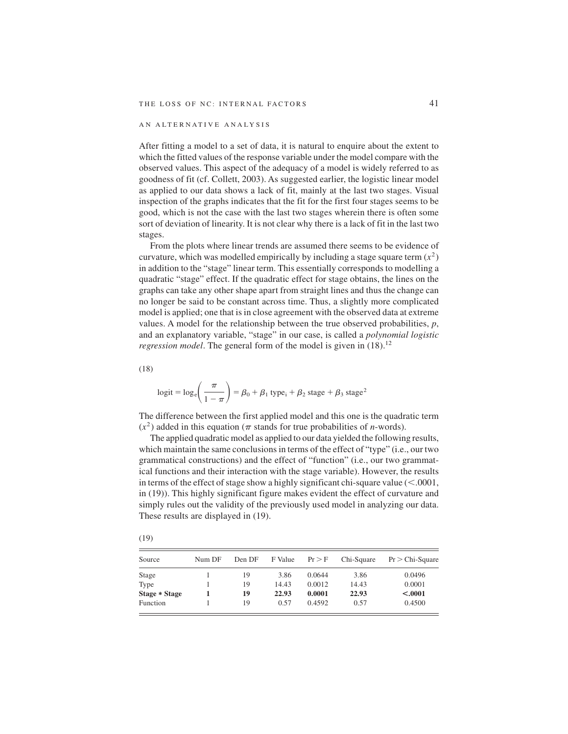## AN ALTERNATIVE ANALYSIS

After fitting a model to a set of data, it is natural to enquire about the extent to which the fitted values of the response variable under the model compare with the observed values. This aspect of the adequacy of a model is widely referred to as goodness of fit (cf. Collett, 2003). As suggested earlier, the logistic linear model as applied to our data shows a lack of fit, mainly at the last two stages. Visual inspection of the graphs indicates that the fit for the first four stages seems to be good, which is not the case with the last two stages wherein there is often some sort of deviation of linearity. It is not clear why there is a lack of fit in the last two stages.

From the plots where linear trends are assumed there seems to be evidence of curvature, which was modelled empirically by including a stage square term ($x^2$) in addition to the "stage" linear term. This essentially corresponds to modelling a quadratic "stage" effect. If the quadratic effect for stage obtains, the lines on the graphs can take any other shape apart from straight lines and thus the change can no longer be said to be constant across time. Thus, a slightly more complicated model is applied; one that is in close agreement with the observed data at extreme values. A model for the relationship between the true observed probabilities, $p$, and an explanatory variable, "stage" in our case, is called a *polynomial logistic regression model*. The general form of the model is given in (18).[12]

(18)

$$\text{logit} = \log_e\left(\frac{\pi}{1-\pi}\right) = \beta_0 + \beta_1 \text{ type}_i + \beta_2 \text{ stage} + \beta_3 \text{ stage}^2$$

The difference between the first applied model and this one is the quadratic term ($x^2$) added in this equation ($\pi$ stands for true probabilities of *n*-words).

The applied quadratic model as applied to our data yielded the following results, which maintain the same conclusions in terms of the effect of "type" (i.e., our two grammatical constructions) and the effect of "function" (i.e., our two grammatical functions and their interaction with the stage variable). However, the results in terms of the effect of stage show a highly significant chi-square value (<.0001, in (19)). This highly significant figure makes evident the effect of curvature and simply rules out the validity of the previously used model in analyzing our data. These results are displayed in (19).

(19)

| Source | Num DF | Den DF | F Value | Pr > F | Chi-Square | Pr > Chi-Square |
|---|---|---|---|---|---|---|
| Stage | 1 | 19 | 3.86 | 0.0644 | 3.86 | 0.0496 |
| Type | 1 | 19 | 14.43 | 0.0012 | 14.43 | 0.0001 |
| **Stage * Stage** | **1** | **19** | **22.93** | **0.0001** | **22.93** | **<.0001** |
| Function | 1 | 19 | 0.57 | 0.4592 | 0.57 | 0.4500 |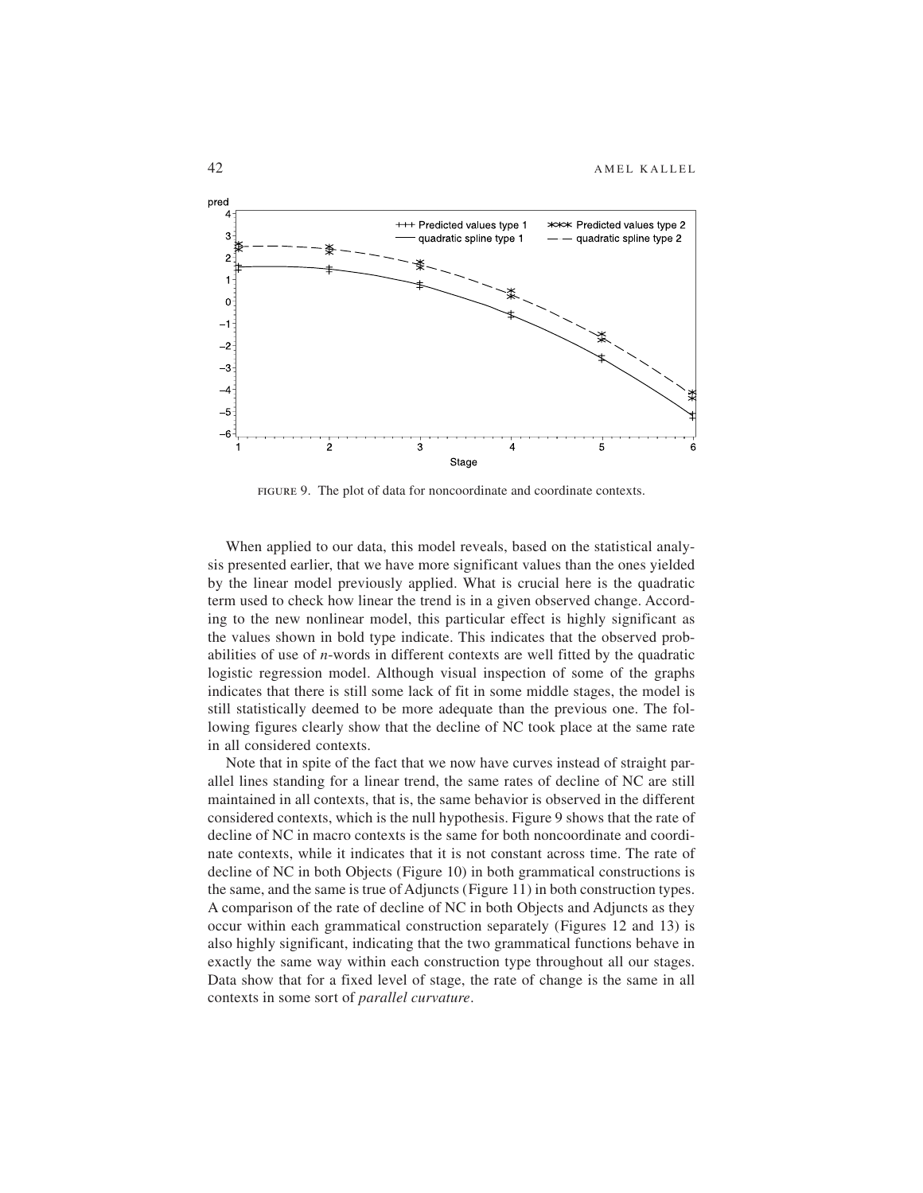FIGURE 9. The plot of data for noncoordinate and coordinate contexts.

When applied to our data, this model reveals, based on the statistical analysis presented earlier, that we have more significant values than the ones yielded by the linear model previously applied. What is crucial here is the quadratic term used to check how linear the trend is in a given observed change. According to the new nonlinear model, this particular effect is highly significant as the values shown in bold type indicate. This indicates that the observed probabilities of use of *n*-words in different contexts are well fitted by the quadratic logistic regression model. Although visual inspection of some of the graphs indicates that there is still some lack of fit in some middle stages, the model is still statistically deemed to be more adequate than the previous one. The following figures clearly show that the decline of NC took place at the same rate in all considered contexts.

Note that in spite of the fact that we now have curves instead of straight parallel lines standing for a linear trend, the same rates of decline of NC are still maintained in all contexts, that is, the same behavior is observed in the different considered contexts, which is the null hypothesis. Figure 9 shows that the rate of decline of NC in macro contexts is the same for both noncoordinate and coordinate contexts, while it indicates that it is not constant across time. The rate of decline of NC in both Objects (Figure 10) in both grammatical constructions is the same, and the same is true of Adjuncts (Figure 11) in both construction types. A comparison of the rate of decline of NC in both Objects and Adjuncts as they occur within each grammatical construction separately (Figures 12 and 13) is also highly significant, indicating that the two grammatical functions behave in exactly the same way within each construction type throughout all our stages. Data show that for a fixed level of stage, the rate of change is the same in all contexts in some sort of *parallel curvature*.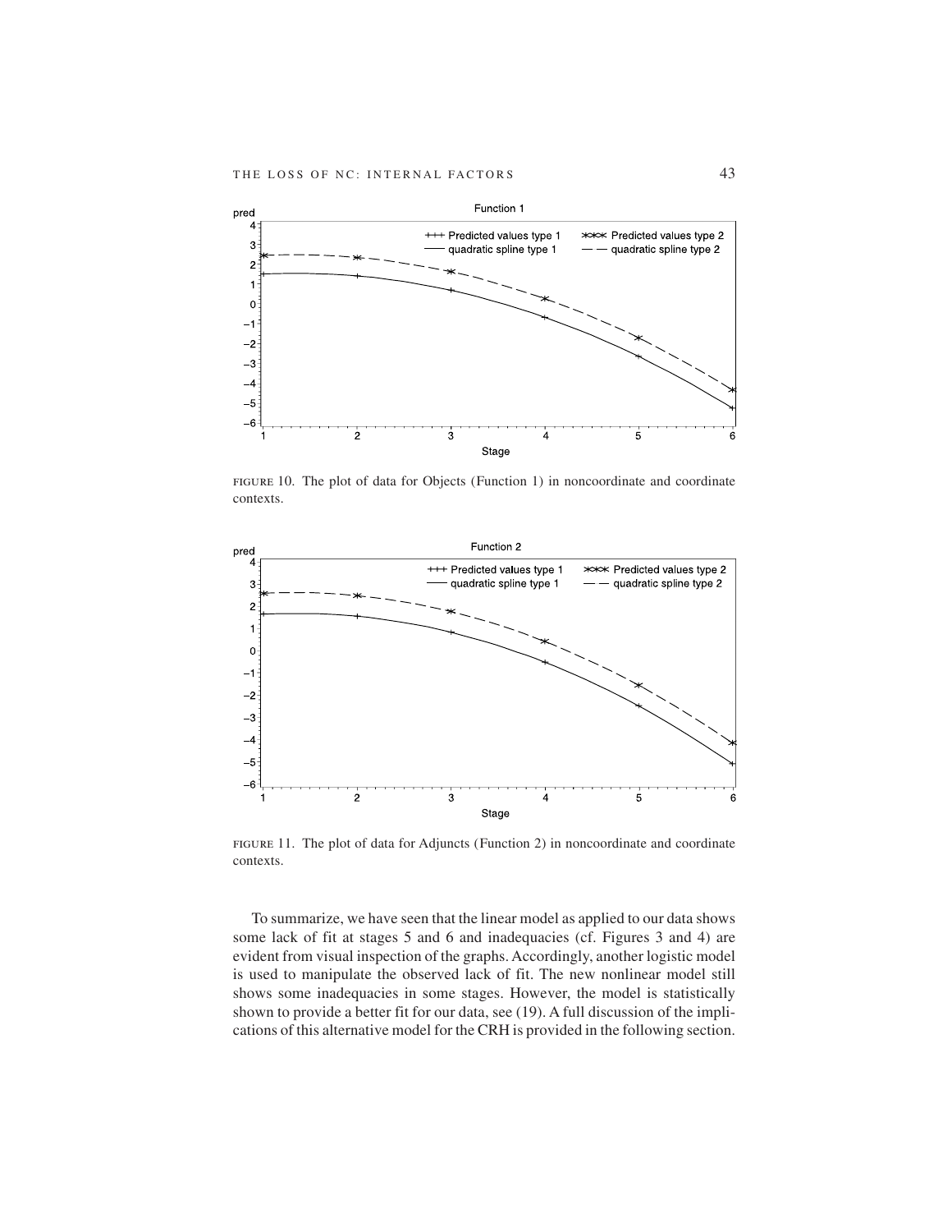FIGURE 10. The plot of data for Objects (Function 1) in noncoordinate and coordinate contexts.

FIGURE 11. The plot of data for Adjuncts (Function 2) in noncoordinate and coordinate contexts.

To summarize, we have seen that the linear model as applied to our data shows some lack of fit at stages 5 and 6 and inadequacies (cf. Figures 3 and 4) are evident from visual inspection of the graphs. Accordingly, another logistic model is used to manipulate the observed lack of fit. The new nonlinear model still shows some inadequacies in some stages. However, the model is statistically shown to provide a better fit for our data, see (19). A full discussion of the implications of this alternative model for the CRH is provided in the following section.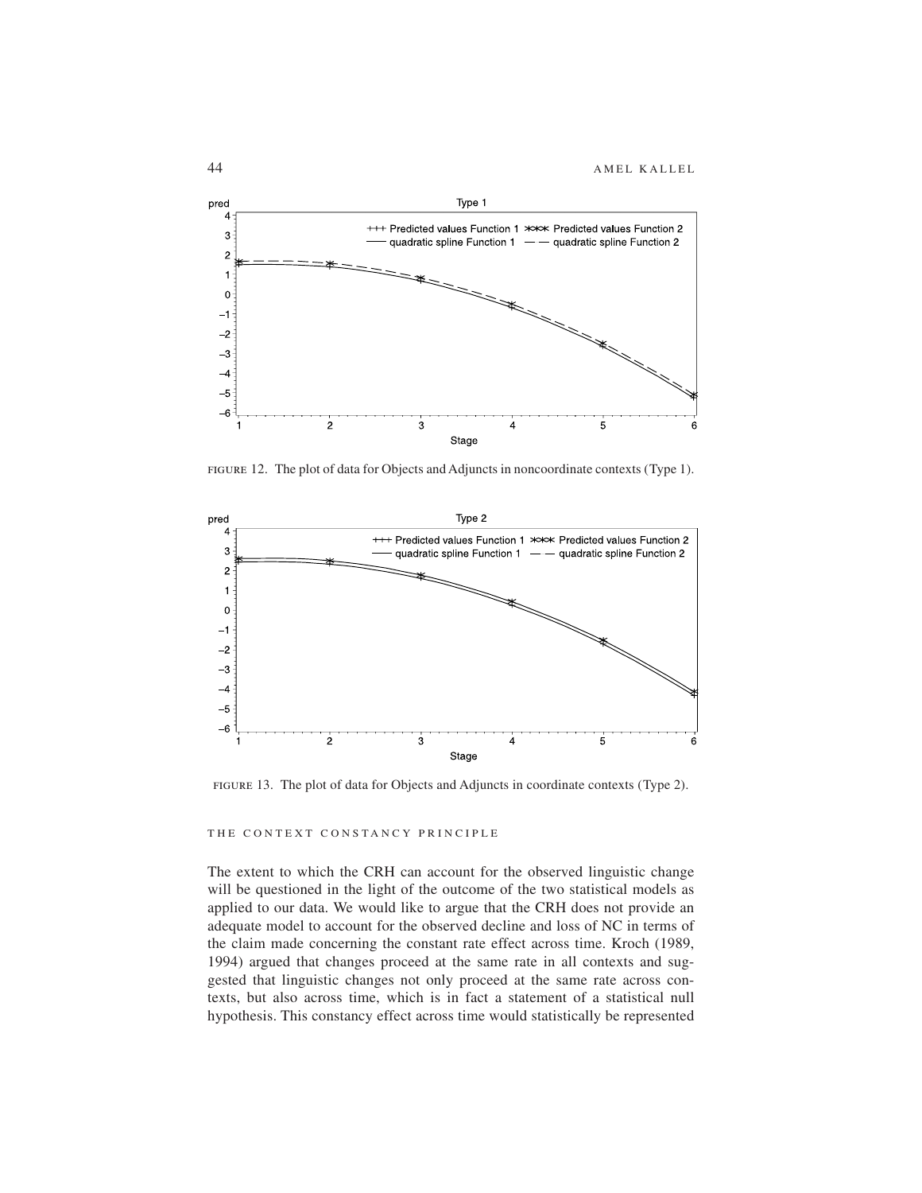FIGURE 12. The plot of data for Objects and Adjuncts in noncoordinate contexts (Type 1).

FIGURE 13. The plot of data for Objects and Adjuncts in coordinate contexts (Type 2).

## THE CONTEXT CONSTANCY PRINCIPLE

The extent to which the CRH can account for the observed linguistic change will be questioned in the light of the outcome of the two statistical models as applied to our data. We would like to argue that the CRH does not provide an adequate model to account for the observed decline and loss of NC in terms of the claim made concerning the constant rate effect across time. Kroch (1989, 1994) argued that changes proceed at the same rate in all contexts and suggested that linguistic changes not only proceed at the same rate across contexts, but also across time, which is in fact a statement of a statistical null hypothesis. This constancy effect across time would statistically be represented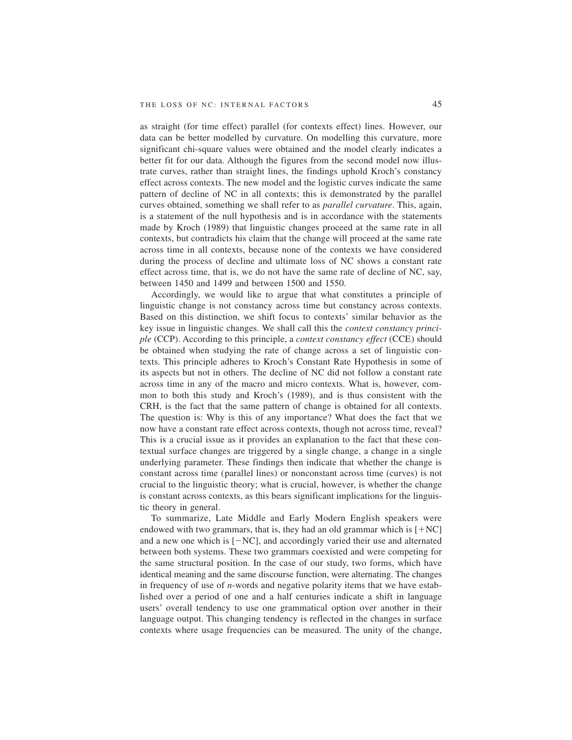as straight (for time effect) parallel (for contexts effect) lines. However, our data can be better modelled by curvature. On modelling this curvature, more significant chi-square values were obtained and the model clearly indicates a better fit for our data. Although the figures from the second model now illustrate curves, rather than straight lines, the findings uphold Kroch's constancy effect across contexts. The new model and the logistic curves indicate the same pattern of decline of NC in all contexts; this is demonstrated by the parallel curves obtained, something we shall refer to as *parallel curvature*. This, again, is a statement of the null hypothesis and is in accordance with the statements made by Kroch (1989) that linguistic changes proceed at the same rate in all contexts, but contradicts his claim that the change will proceed at the same rate across time in all contexts, because none of the contexts we have considered during the process of decline and ultimate loss of NC shows a constant rate effect across time, that is, we do not have the same rate of decline of NC, say, between 1450 and 1499 and between 1500 and 1550.

Accordingly, we would like to argue that what constitutes a principle of linguistic change is not constancy across time but constancy across contexts. Based on this distinction, we shift focus to contexts' similar behavior as the key issue in linguistic changes. We shall call this the *context constancy principle* (CCP). According to this principle, a *context constancy effect* (CCE) should be obtained when studying the rate of change across a set of linguistic contexts. This principle adheres to Kroch's Constant Rate Hypothesis in some of its aspects but not in others. The decline of NC did not follow a constant rate across time in any of the macro and micro contexts. What is, however, common to both this study and Kroch's (1989), and is thus consistent with the CRH, is the fact that the same pattern of change is obtained for all contexts. The question is: Why is this of any importance? What does the fact that we now have a constant rate effect across contexts, though not across time, reveal? This is a crucial issue as it provides an explanation to the fact that these contextual surface changes are triggered by a single change, a change in a single underlying parameter. These findings then indicate that whether the change is constant across time (parallel lines) or nonconstant across time (curves) is not crucial to the linguistic theory; what is crucial, however, is whether the change is constant across contexts, as this bears significant implications for the linguistic theory in general.

To summarize, Late Middle and Early Modern English speakers were endowed with two grammars, that is, they had an old grammar which is [+NC] and a new one which is [−NC], and accordingly varied their use and alternated between both systems. These two grammars coexisted and were competing for the same structural position. In the case of our study, two forms, which have identical meaning and the same discourse function, were alternating. The changes in frequency of use of *n*-words and negative polarity items that we have established over a period of one and a half centuries indicate a shift in language users' overall tendency to use one grammatical option over another in their language output. This changing tendency is reflected in the changes in surface contexts where usage frequencies can be measured. The unity of the change,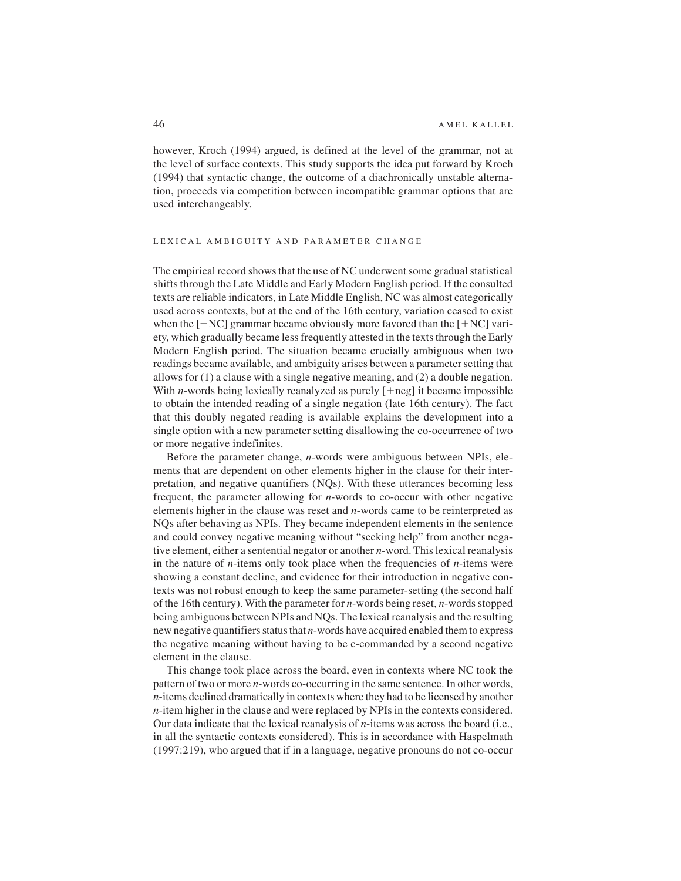however, Kroch (1994) argued, is defined at the level of the grammar, not at the level of surface contexts. This study supports the idea put forward by Kroch (1994) that syntactic change, the outcome of a diachronically unstable alternation, proceeds via competition between incompatible grammar options that are used interchangeably.

## LEXICAL AMBIGUITY AND PARAMETER CHANGE

The empirical record shows that the use of NC underwent some gradual statistical shifts through the Late Middle and Early Modern English period. If the consulted texts are reliable indicators, in Late Middle English, NC was almost categorically used across contexts, but at the end of the 16th century, variation ceased to exist when the [−NC] grammar became obviously more favored than the [+NC] variety, which gradually became less frequently attested in the texts through the Early Modern English period. The situation became crucially ambiguous when two readings became available, and ambiguity arises between a parameter setting that allows for (1) a clause with a single negative meaning, and (2) a double negation. With *n*-words being lexically reanalyzed as purely [+neg] it became impossible to obtain the intended reading of a single negation (late 16th century). The fact that this doubly negated reading is available explains the development into a single option with a new parameter setting disallowing the co-occurrence of two or more negative indefinites.

Before the parameter change, *n*-words were ambiguous between NPIs, elements that are dependent on other elements higher in the clause for their interpretation, and negative quantifiers (NQs). With these utterances becoming less frequent, the parameter allowing for *n*-words to co-occur with other negative elements higher in the clause was reset and *n*-words came to be reinterpreted as NQs after behaving as NPIs. They became independent elements in the sentence and could convey negative meaning without "seeking help" from another negative element, either a sentential negator or another *n*-word. This lexical reanalysis in the nature of *n*-items only took place when the frequencies of *n*-items were showing a constant decline, and evidence for their introduction in negative contexts was not robust enough to keep the same parameter-setting (the second half of the 16th century). With the parameter for *n*-words being reset, *n*-words stopped being ambiguous between NPIs and NQs. The lexical reanalysis and the resulting new negative quantifiers status that *n*-words have acquired enabled them to express the negative meaning without having to be c-commanded by a second negative element in the clause.

This change took place across the board, even in contexts where NC took the pattern of two or more *n*-words co-occurring in the same sentence. In other words, *n*-items declined dramatically in contexts where they had to be licensed by another *n*-item higher in the clause and were replaced by NPIs in the contexts considered. Our data indicate that the lexical reanalysis of *n*-items was across the board (i.e., in all the syntactic contexts considered). This is in accordance with Haspelmath (1997:219), who argued that if in a language, negative pronouns do not co-occur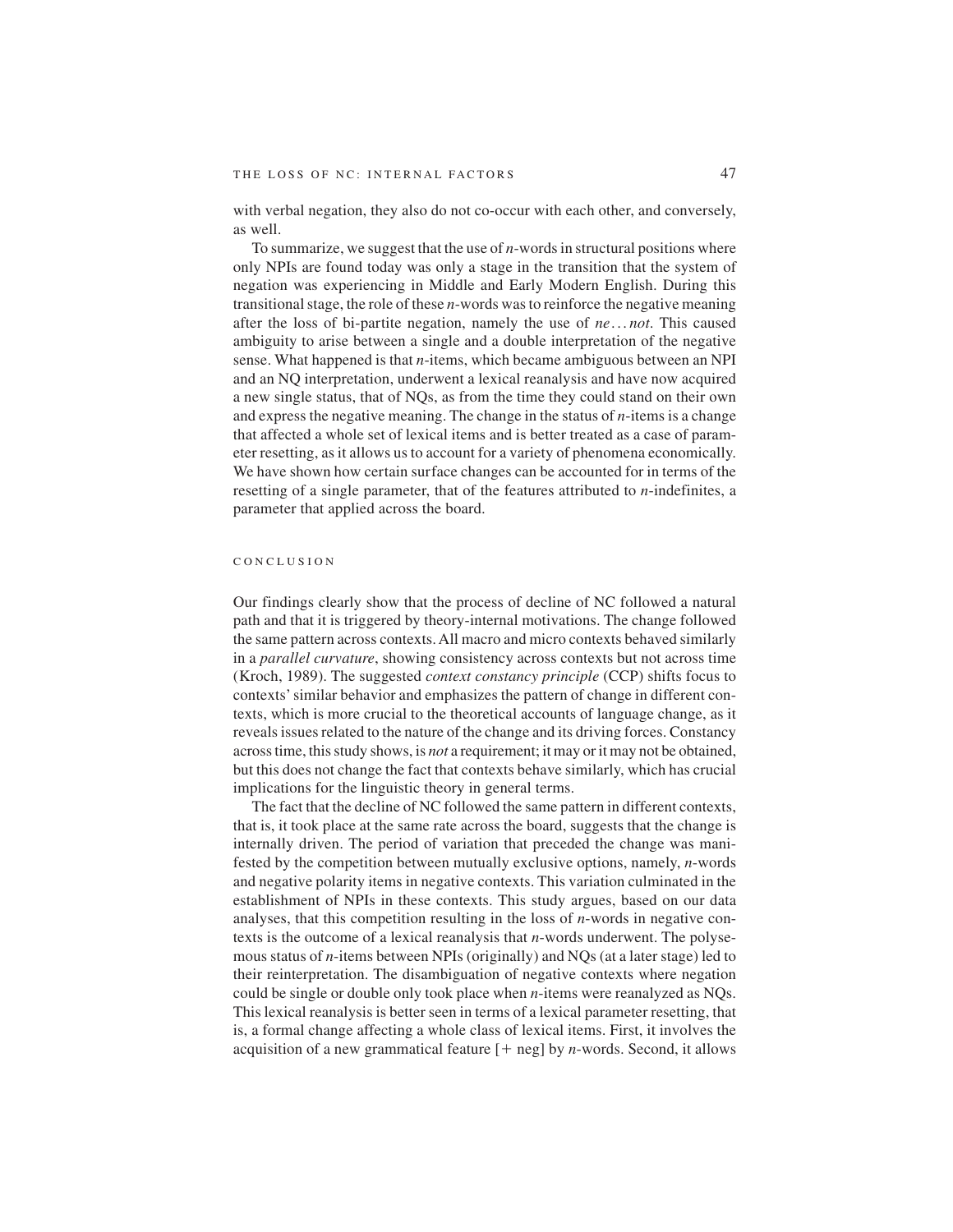with verbal negation, they also do not co-occur with each other, and conversely, as well.

To summarize, we suggest that the use of *n*-words in structural positions where only NPIs are found today was only a stage in the transition that the system of negation was experiencing in Middle and Early Modern English. During this transitional stage, the role of these *n*-words was to reinforce the negative meaning after the loss of bi-partite negation, namely the use of *ne*... *not*. This caused ambiguity to arise between a single and a double interpretation of the negative sense. What happened is that *n*-items, which became ambiguous between an NPI and an NQ interpretation, underwent a lexical reanalysis and have now acquired a new single status, that of NQs, as from the time they could stand on their own and express the negative meaning. The change in the status of *n*-items is a change that affected a whole set of lexical items and is better treated as a case of parameter resetting, as it allows us to account for a variety of phenomena economically. We have shown how certain surface changes can be accounted for in terms of the resetting of a single parameter, that of the features attributed to *n*-indefinites, a parameter that applied across the board.

## CONCLUSION

Our findings clearly show that the process of decline of NC followed a natural path and that it is triggered by theory-internal motivations. The change followed the same pattern across contexts. All macro and micro contexts behaved similarly in a *parallel curvature*, showing consistency across contexts but not across time (Kroch, 1989). The suggested *context constancy principle* (CCP) shifts focus to contexts' similar behavior and emphasizes the pattern of change in different contexts, which is more crucial to the theoretical accounts of language change, as it reveals issues related to the nature of the change and its driving forces. Constancy across time, this study shows, is *not* a requirement; it may or it may not be obtained, but this does not change the fact that contexts behave similarly, which has crucial implications for the linguistic theory in general terms.

The fact that the decline of NC followed the same pattern in different contexts, that is, it took place at the same rate across the board, suggests that the change is internally driven. The period of variation that preceded the change was manifested by the competition between mutually exclusive options, namely, *n*-words and negative polarity items in negative contexts. This variation culminated in the establishment of NPIs in these contexts. This study argues, based on our data analyses, that this competition resulting in the loss of *n*-words in negative contexts is the outcome of a lexical reanalysis that *n*-words underwent. The polysemous status of *n*-items between NPIs (originally) and NQs (at a later stage) led to their reinterpretation. The disambiguation of negative contexts where negation could be single or double only took place when *n*-items were reanalyzed as NQs. This lexical reanalysis is better seen in terms of a lexical parameter resetting, that is, a formal change affecting a whole class of lexical items. First, it involves the acquisition of a new grammatical feature [+ neg] by *n*-words. Second, it allows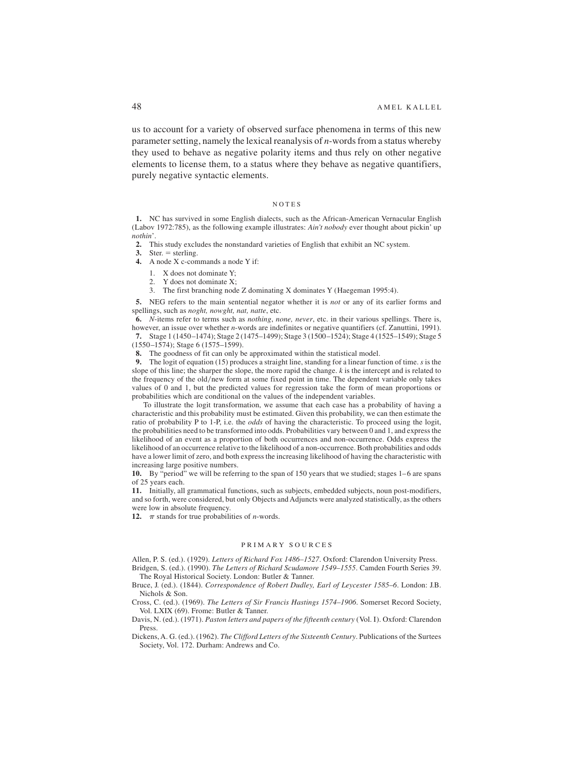us to account for a variety of observed surface phenomena in terms of this new parameter setting, namely the lexical reanalysis of *n*-words from a status whereby they used to behave as negative polarity items and thus rely on other negative elements to license them, to a status where they behave as negative quantifiers, purely negative syntactic elements.

## NOTES

**1.** NC has survived in some English dialects, such as the African-American Vernacular English (Labov 1972:785), as the following example illustrates: *Ain't nobody* ever thought about pickin' up *nothin*'.

**2.** This study excludes the nonstandard varieties of English that exhibit an NC system.

**3.** Ster. = sterling.

**4.** A node X c-commands a node Y if:

1. X does not dominate Y;
2. Y does not dominate X;
3. The first branching node Z dominating X dominates Y (Haegeman 1995:4).

**5.** NEG refers to the main sentential negator whether it is *not* or any of its earlier forms and spellings, such as *noght, nowght, nat, natte*, etc.

**6.** *N*-items refer to terms such as *nothing*, *none, never*, etc. in their various spellings. There is, however, an issue over whether *n*-words are indefinites or negative quantifiers (cf. Zanuttini, 1991).

**7.** Stage 1 (1450–1474); Stage 2 (1475–1499); Stage 3 (1500–1524); Stage 4 (1525–1549); Stage 5 (1550–1574); Stage 6 (1575–1599).

**8.** The goodness of fit can only be approximated within the statistical model.

**9.** The logit of equation (15) produces a straight line, standing for a linear function of time. *s* is the slope of this line; the sharper the slope, the more rapid the change. *k* is the intercept and is related to the frequency of the old/new form at some fixed point in time. The dependent variable only takes values of 0 and 1, but the predicted values for regression take the form of mean proportions or probabilities which are conditional on the values of the independent variables.

To illustrate the logit transformation, we assume that each case has a probability of having a characteristic and this probability must be estimated. Given this probability, we can then estimate the ratio of probability P to 1-P, i.e. the *odds* of having the characteristic. To proceed using the logit, the probabilities need to be transformed into odds. Probabilities vary between 0 and 1, and express the likelihood of an event as a proportion of both occurrences and non-occurrence. Odds express the likelihood of an occurrence relative to the likelihood of a non-occurrence. Both probabilities and odds have a lower limit of zero, and both express the increasing likelihood of having the characteristic with increasing large positive numbers.

**10.** By "period" we will be referring to the span of 150 years that we studied; stages 1–6 are spans of 25 years each.

**11.** Initially, all grammatical functions, such as subjects, embedded subjects, noun post-modifiers, and so forth, were considered, but only Objects and Adjuncts were analyzed statistically, as the others were low in absolute frequency.

**12.** $\pi$ stands for true probabilities of *n*-words.

## PRIMARY SOURCES

Allen, P. S. (ed.). (1929). *Letters of Richard Fox 1486–1527*. Oxford: Clarendon University Press.

Bridgen, S. (ed.). (1990). *The Letters of Richard Scudamore 1549–1555*. Camden Fourth Series 39. The Royal Historical Society. London: Butler & Tanner.

Bruce, J. (ed.). (1844). *Correspondence of Robert Dudley, Earl of Leycester 1585–6*. London: J.B. Nichols & Son.

Cross, C. (ed.). (1969). *The Letters of Sir Francis Hastings 1574–1906*. Somerset Record Society, Vol. LXIX (69). Frome: Butler & Tanner.

Davis, N. (ed.). (1971). *Paston letters and papers of the fifteenth century* (Vol. I). Oxford: Clarendon Press.

Dickens, A. G. (ed.). (1962). *The Clifford Letters of the Sixteenth Century*. Publications of the Surtees Society, Vol. 172. Durham: Andrews and Co.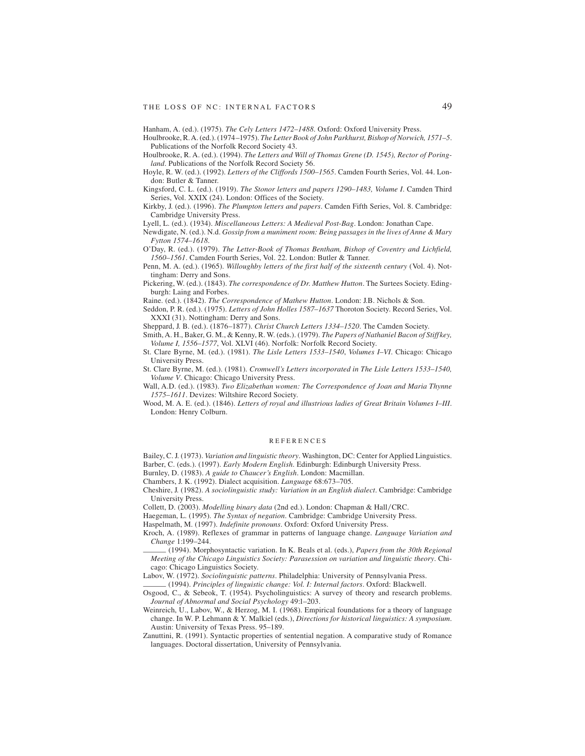Hanham, A. (ed.). (1975). *The Cely Letters 1472–1488*. Oxford: Oxford University Press.

Houlbrooke, R. A. (ed.). (1974–1975). *The Letter Book of John Parkhurst, Bishop of Norwich, 1571–5*. Publications of the Norfolk Record Society 43.

Houlbrooke, R. A. (ed.). (1994). *The Letters and Will of Thomas Grene (D. 1545), Rector of Poringland*. Publications of the Norfolk Record Society 56.

Hoyle, R. W. (ed.). (1992). *Letters of the Cliffords 1500–1565*. Camden Fourth Series, Vol. 44. London: Butler & Tanner.

Kingsford, C. L. (ed.). (1919). *The Stonor letters and papers 1290–1483, Volume I*. Camden Third Series, Vol. XXIX (24). London: Offices of the Society.

Kirkby, J. (ed.). (1996). *The Plumpton letters and papers*. Camden Fifth Series, Vol. 8. Cambridge: Cambridge University Press.

Lyell, L. (ed.). (1934). *Miscellaneous Letters: A Medieval Post-Bag*. London: Jonathan Cape.

Newdigate, N. (ed.). N.d. *Gossip from a muniment room: Being passages in the lives of Anne & Mary Fytton 1574–1618*.

O'Day, R. (ed.). (1979). *The Letter-Book of Thomas Bentham, Bishop of Coventry and Lichfield, 1560–1561*. Camden Fourth Series, Vol. 22. London: Butler & Tanner.

Penn, M. A. (ed.). (1965). *Willoughby letters of the first half of the sixteenth century* (Vol. 4). Nottingham: Derry and Sons.

Pickering, W. (ed.). (1843). *The correspondence of Dr. Matthew Hutton*. The Surtees Society. Edingburgh: Laing and Forbes.

Raine. (ed.). (1842). *The Correspondence of Mathew Hutton*. London: J.B. Nichols & Son.

Seddon, P. R. (ed.). (1975). *Letters of John Holles 1587–1637* Thoroton Society. Record Series, Vol. XXXI (31). Nottingham: Derry and Sons.

Sheppard, J. B. (ed.). (1876–1877). *Christ Church Letters 1334–1520*. The Camden Society.

Smith, A. H., Baker, G. M., & Kenny, R. W. (eds.). (1979). *The Papers of Nathaniel Bacon of Stiffkey, Volume I, 1556–1577*, Vol. XLVI (46). Norfolk: Norfolk Record Society.

St. Clare Byrne, M. (ed.). (1981). *The Lisle Letters 1533–1540*, *Volumes I–VI*. Chicago: Chicago University Press.

St. Clare Byrne, M. (ed.). (1981). *Cromwell's Letters incorporated in The Lisle Letters 1533–1540, Volume V*. Chicago: Chicago University Press.

Wall, A.D. (ed.). (1983). *Two Elizabethan women: The Correspondence of Joan and Maria Thynne 1575–1611*. Devizes: Wiltshire Record Society.

Wood, M. A. E. (ed.). (1846). *Letters of royal and illustrious ladies of Great Britain Volumes I–III*. London: Henry Colburn.

## REFERENCES

Bailey, C. J. (1973). *Variation and linguistic theory*. Washington, DC: Center for Applied Linguistics.

Barber, C. (eds.). (1997). *Early Modern English*. Edinburgh: Edinburgh University Press.

Burnley, D. (1983). *A guide to Chaucer's English*. London: Macmillan.

Chambers, J. K. (1992). Dialect acquisition. *Language* 68:673–705.

Cheshire, J. (1982). *A sociolinguistic study: Variation in an English dialect*. Cambridge: Cambridge University Press.

Collett, D. (2003). *Modelling binary data* (2nd ed.). London: Chapman & Hall/CRC.

Haegeman, L. (1995). *The Syntax of negation*. Cambridge: Cambridge University Press.

Haspelmath, M. (1997). *Indefinite pronouns*. Oxford: Oxford University Press.

Kroch, A. (1989). Reflexes of grammar in patterns of language change. *Language Variation and Change* 1:199–244.

______ (1994). Morphosyntactic variation. In K. Beals et al. (eds.), *Papers from the 30th Regional Meeting of the Chicago Linguistics Society: Parasession on variation and linguistic theory*. Chicago: Chicago Linguistics Society.

Labov, W. (1972). *Sociolinguistic patterns*. Philadelphia: University of Pennsylvania Press.

______ (1994). *Principles of linguistic change: Vol. I: Internal factors*. Oxford: Blackwell.

Osgood, C., & Sebeok, T. (1954). Psycholinguistics: A survey of theory and research problems. *Journal of Abnormal and Social Psychology* 49:1–203.

Weinreich, U., Labov, W., & Herzog, M. I. (1968). Empirical foundations for a theory of language change. In W. P. Lehmann & Y. Malkiel (eds.), *Directions for historical linguistics: A symposium*. Austin: University of Texas Press. 95–189.

Zanuttini, R. (1991). Syntactic properties of sentential negation. A comparative study of Romance languages. Doctoral dissertation, University of Pennsylvania.